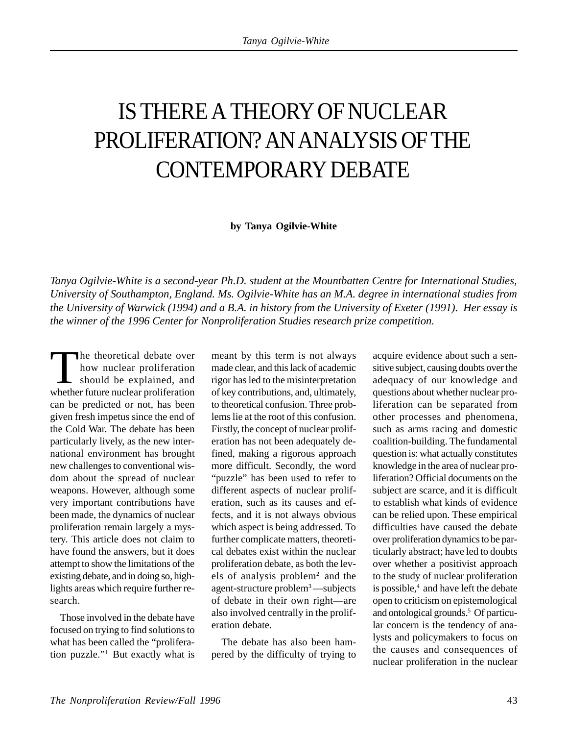# IS THERE A THEORY OF NUCLEAR PROLIFERATION? AN ANALYSIS OF THE CONTEMPORARY DEBATE

**by Tanya Ogilvie-White**

*Tanya Ogilvie-White is a second-year Ph.D. student at the Mountbatten Centre for International Studies, University of Southampton, England. Ms. Ogilvie-White has an M.A. degree in international studies from the University of Warwick (1994) and a B.A. in history from the University of Exeter (1991). Her essay is the winner of the 1996 Center for Nonproliferation Studies research prize competition.*

The theoretical debate over how nuclear proliferation should be explained, and whether future nuclear proliferation can be predicted or not, has been given fresh impetus since the end of the Cold War. The debate has been particularly lively, as the new international environment has brought new challenges to conventional wisdom about the spread of nuclear weapons. However, although some very important contributions have been made, the dynamics of nuclear proliferation remain largely a mystery. This article does not claim to have found the answers, but it does attempt to show the limitations of the existing debate, and in doing so, highlights areas which require further research.

Those involved in the debate have focused on trying to find solutions to what has been called the "proliferation puzzle."[1] But exactly what is meant by this term is not always made clear, and this lack of academic rigor has led to the misinterpretation of key contributions, and, ultimately, to theoretical confusion. Three problems lie at the root of this confusion. Firstly, the concept of nuclear proliferation has not been adequately defined, making a rigorous approach more difficult. Secondly, the word "puzzle" has been used to refer to different aspects of nuclear proliferation, such as its causes and effects, and it is not always obvious which aspect is being addressed. To further complicate matters, theoretical debates exist within the nuclear proliferation debate, as both the levels of analysis problem[2] and the agent-structure problem[3]—subjects of debate in their own right—are also involved centrally in the proliferation debate.

The debate has also been hampered by the difficulty of trying to acquire evidence about such a sensitive subject, causing doubts over the adequacy of our knowledge and questions about whether nuclear proliferation can be separated from other processes and phenomena, such as arms racing and domestic coalition-building. The fundamental question is: what actually constitutes knowledge in the area of nuclear proliferation? Official documents on the subject are scarce, and it is difficult to establish what kinds of evidence can be relied upon. These empirical difficulties have caused the debate over proliferation dynamics to be particularly abstract; have led to doubts over whether a positivist approach to the study of nuclear proliferation is possible,[4] and have left the debate open to criticism on epistemological and ontological grounds.[5] Of particular concern is the tendency of analysts and policymakers to focus on the causes and consequences of nuclear proliferation in the nuclear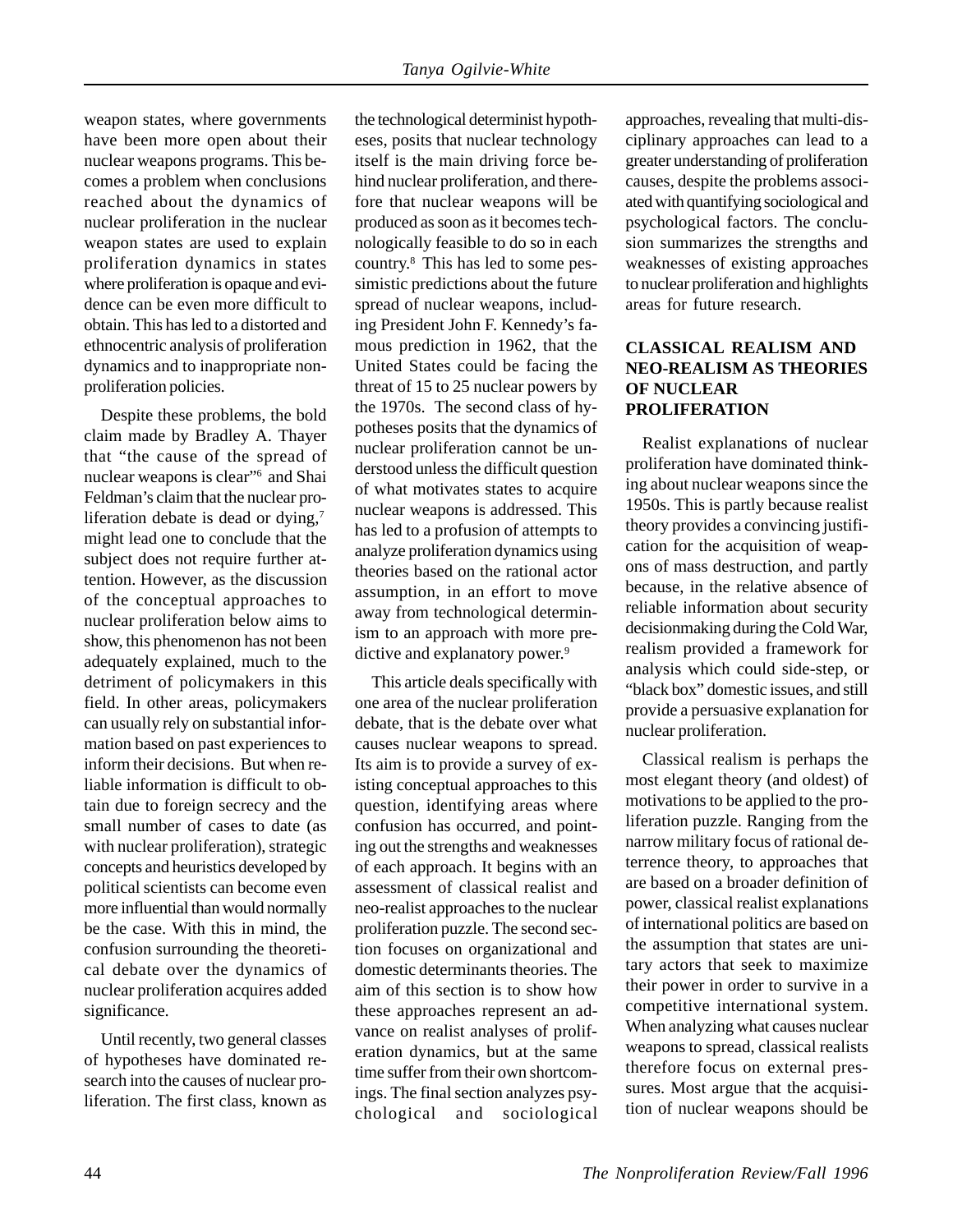weapon states, where governments have been more open about their nuclear weapons programs. This becomes a problem when conclusions reached about the dynamics of nuclear proliferation in the nuclear weapon states are used to explain proliferation dynamics in states where proliferation is opaque and evidence can be even more difficult to obtain. This has led to a distorted and ethnocentric analysis of proliferation dynamics and to inappropriate nonproliferation policies.

Despite these problems, the bold claim made by Bradley A. Thayer that "the cause of the spread of nuclear weapons is clear"[6] and Shai Feldman's claim that the nuclear proliferation debate is dead or dying,[7] might lead one to conclude that the subject does not require further attention. However, as the discussion of the conceptual approaches to nuclear proliferation below aims to show, this phenomenon has not been adequately explained, much to the detriment of policymakers in this field. In other areas, policymakers can usually rely on substantial information based on past experiences to inform their decisions. But when reliable information is difficult to obtain due to foreign secrecy and the small number of cases to date (as with nuclear proliferation), strategic concepts and heuristics developed by political scientists can become even more influential than would normally be the case. With this in mind, the confusion surrounding the theoretical debate over the dynamics of nuclear proliferation acquires added significance.

Until recently, two general classes of hypotheses have dominated research into the causes of nuclear proliferation. The first class, known as the technological determinist hypotheses, posits that nuclear technology itself is the main driving force behind nuclear proliferation, and therefore that nuclear weapons will be produced as soon as it becomes technologically feasible to do so in each country.[8] This has led to some pessimistic predictions about the future spread of nuclear weapons, including President John F. Kennedy's famous prediction in 1962, that the United States could be facing the threat of 15 to 25 nuclear powers by the 1970s. The second class of hypotheses posits that the dynamics of nuclear proliferation cannot be understood unless the difficult question of what motivates states to acquire nuclear weapons is addressed. This has led to a profusion of attempts to analyze proliferation dynamics using theories based on the rational actor assumption, in an effort to move away from technological determinism to an approach with more predictive and explanatory power.[9]

This article deals specifically with one area of the nuclear proliferation debate, that is the debate over what causes nuclear weapons to spread. Its aim is to provide a survey of existing conceptual approaches to this question, identifying areas where confusion has occurred, and pointing out the strengths and weaknesses of each approach. It begins with an assessment of classical realist and neo-realist approaches to the nuclear proliferation puzzle. The second section focuses on organizational and domestic determinants theories. The aim of this section is to show how these approaches represent an advance on realist analyses of proliferation dynamics, but at the same time suffer from their own shortcomings. The final section analyzes psychological and sociological approaches, revealing that multi-disciplinary approaches can lead to a greater understanding of proliferation causes, despite the problems associated with quantifying sociological and psychological factors. The conclusion summarizes the strengths and weaknesses of existing approaches to nuclear proliferation and highlights areas for future research.

## CLASSICAL REALISM AND NEO-REALISM AS THEORIES OF NUCLEAR PROLIFERATION

Realist explanations of nuclear proliferation have dominated thinking about nuclear weapons since the 1950s. This is partly because realist theory provides a convincing justification for the acquisition of weapons of mass destruction, and partly because, in the relative absence of reliable information about security decisionmaking during the Cold War, realism provided a framework for analysis which could side-step, or "black box" domestic issues, and still provide a persuasive explanation for nuclear proliferation.

Classical realism is perhaps the most elegant theory (and oldest) of motivations to be applied to the proliferation puzzle. Ranging from the narrow military focus of rational deterrence theory, to approaches that are based on a broader definition of power, classical realist explanations of international politics are based on the assumption that states are unitary actors that seek to maximize their power in order to survive in a competitive international system. When analyzing what causes nuclear weapons to spread, classical realists therefore focus on external pressures. Most argue that the acquisition of nuclear weapons should be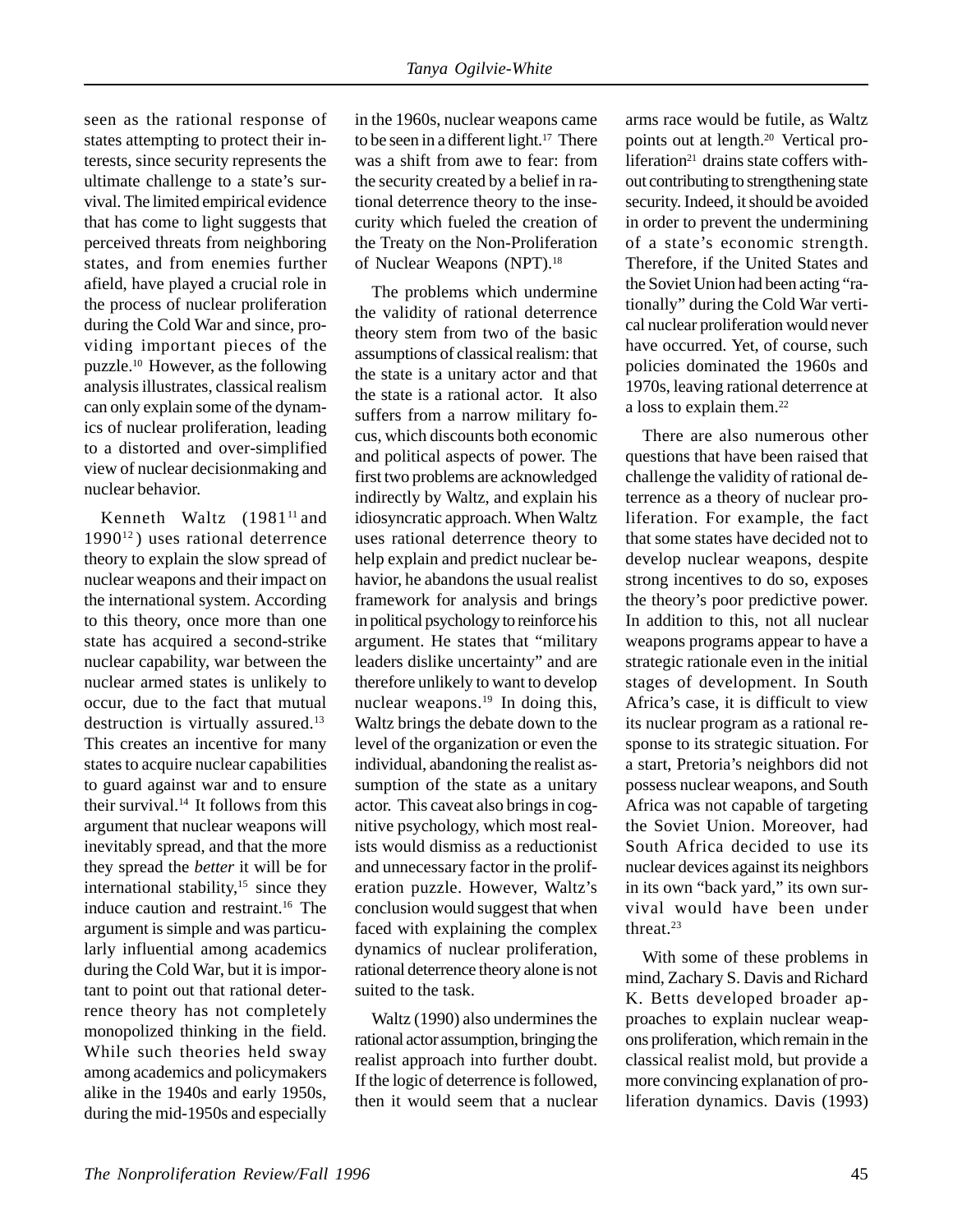seen as the rational response of states attempting to protect their interests, since security represents the ultimate challenge to a state's survival. The limited empirical evidence that has come to light suggests that perceived threats from neighboring states, and from enemies further afield, have played a crucial role in the process of nuclear proliferation during the Cold War and since, providing important pieces of the puzzle.[10] However, as the following analysis illustrates, classical realism can only explain some of the dynamics of nuclear proliferation, leading to a distorted and over-simplified view of nuclear decisionmaking and nuclear behavior.

Kenneth Waltz (1981[11] and 1990[12]) uses rational deterrence theory to explain the slow spread of nuclear weapons and their impact on the international system. According to this theory, once more than one state has acquired a second-strike nuclear capability, war between the nuclear armed states is unlikely to occur, due to the fact that mutual destruction is virtually assured.[13] This creates an incentive for many states to acquire nuclear capabilities to guard against war and to ensure their survival.[14] It follows from this argument that nuclear weapons will inevitably spread, and that the more they spread the *better* it will be for international stability,[15] since they induce caution and restraint.[16] The argument is simple and was particularly influential among academics during the Cold War, but it is important to point out that rational deterrence theory has not completely monopolized thinking in the field. While such theories held sway among academics and policymakers alike in the 1940s and early 1950s, during the mid-1950s and especially in the 1960s, nuclear weapons came to be seen in a different light.[17] There was a shift from awe to fear: from the security created by a belief in rational deterrence theory to the insecurity which fueled the creation of the Treaty on the Non-Proliferation of Nuclear Weapons (NPT).[18]

The problems which undermine the validity of rational deterrence theory stem from two of the basic assumptions of classical realism: that the state is a unitary actor and that the state is a rational actor. It also suffers from a narrow military focus, which discounts both economic and political aspects of power. The first two problems are acknowledged indirectly by Waltz, and explain his idiosyncratic approach. When Waltz uses rational deterrence theory to help explain and predict nuclear behavior, he abandons the usual realist framework for analysis and brings in political psychology to reinforce his argument. He states that "military leaders dislike uncertainty" and are therefore unlikely to want to develop nuclear weapons.[19] In doing this, Waltz brings the debate down to the level of the organization or even the individual, abandoning the realist assumption of the state as a unitary actor. This caveat also brings in cognitive psychology, which most realists would dismiss as a reductionist and unnecessary factor in the proliferation puzzle. However, Waltz's conclusion would suggest that when faced with explaining the complex dynamics of nuclear proliferation, rational deterrence theory alone is not suited to the task.

Waltz (1990) also undermines the rational actor assumption, bringing the realist approach into further doubt. If the logic of deterrence is followed, then it would seem that a nuclear arms race would be futile, as Waltz points out at length.[20] Vertical proliferation[21] drains state coffers without contributing to strengthening state security. Indeed, it should be avoided in order to prevent the undermining of a state's economic strength. Therefore, if the United States and the Soviet Union had been acting "rationally" during the Cold War vertical nuclear proliferation would never have occurred. Yet, of course, such policies dominated the 1960s and 1970s, leaving rational deterrence at a loss to explain them.[22]

There are also numerous other questions that have been raised that challenge the validity of rational deterrence as a theory of nuclear proliferation. For example, the fact that some states have decided not to develop nuclear weapons, despite strong incentives to do so, exposes the theory's poor predictive power. In addition to this, not all nuclear weapons programs appear to have a strategic rationale even in the initial stages of development. In South Africa's case, it is difficult to view its nuclear program as a rational response to its strategic situation. For a start, Pretoria's neighbors did not possess nuclear weapons, and South Africa was not capable of targeting the Soviet Union. Moreover, had South Africa decided to use its nuclear devices against its neighbors in its own "back yard," its own survival would have been under threat.[23]

With some of these problems in mind, Zachary S. Davis and Richard K. Betts developed broader approaches to explain nuclear weapons proliferation, which remain in the classical realist mold, but provide a more convincing explanation of proliferation dynamics. Davis (1993)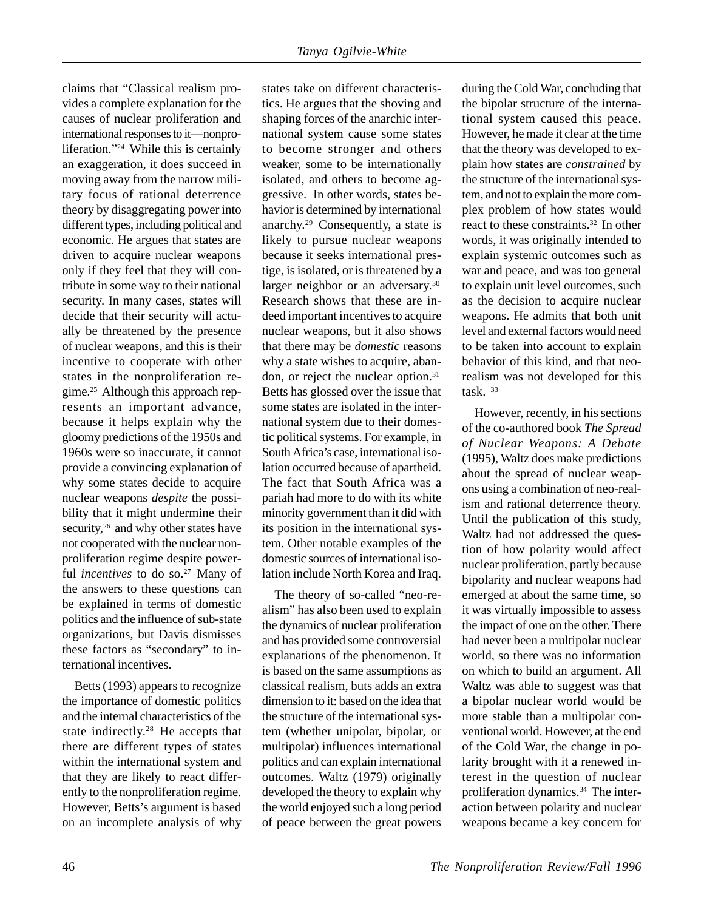claims that "Classical realism provides a complete explanation for the causes of nuclear proliferation and international responses to it—nonproliferation."[24] While this is certainly an exaggeration, it does succeed in moving away from the narrow military focus of rational deterrence theory by disaggregating power into different types, including political and economic. He argues that states are driven to acquire nuclear weapons only if they feel that they will contribute in some way to their national security. In many cases, states will decide that their security will actually be threatened by the presence of nuclear weapons, and this is their incentive to cooperate with other states in the nonproliferation regime.[25] Although this approach represents an important advance, because it helps explain why the gloomy predictions of the 1950s and 1960s were so inaccurate, it cannot provide a convincing explanation of why some states decide to acquire nuclear weapons *despite* the possibility that it might undermine their security,[26] and why other states have not cooperated with the nuclear nonproliferation regime despite powerful *incentives* to do so.[27] Many of the answers to these questions can be explained in terms of domestic politics and the influence of sub-state organizations, but Davis dismisses these factors as "secondary" to international incentives.

Betts (1993) appears to recognize the importance of domestic politics and the internal characteristics of the state indirectly.[28] He accepts that there are different types of states within the international system and that they are likely to react differently to the nonproliferation regime. However, Betts's argument is based on an incomplete analysis of why states take on different characteristics. He argues that the shoving and shaping forces of the anarchic international system cause some states to become stronger and others weaker, some to be internationally isolated, and others to become aggressive. In other words, states behavior is determined by international anarchy.[29] Consequently, a state is likely to pursue nuclear weapons because it seeks international prestige, is isolated, or is threatened by a larger neighbor or an adversary.[30] Research shows that these are indeed important incentives to acquire nuclear weapons, but it also shows that there may be *domestic* reasons why a state wishes to acquire, abandon, or reject the nuclear option.[31] Betts has glossed over the issue that some states are isolated in the international system due to their domestic political systems. For example, in South Africa's case, international isolation occurred because of apartheid. The fact that South Africa was a pariah had more to do with its white minority government than it did with its position in the international system. Other notable examples of the domestic sources of international isolation include North Korea and Iraq.

The theory of so-called "neo-realism" has also been used to explain the dynamics of nuclear proliferation and has provided some controversial explanations of the phenomenon. It is based on the same assumptions as classical realism, buts adds an extra dimension to it: based on the idea that the structure of the international system (whether unipolar, bipolar, or multipolar) influences international politics and can explain international outcomes. Waltz (1979) originally developed the theory to explain why the world enjoyed such a long period of peace between the great powers during the Cold War, concluding that the bipolar structure of the international system caused this peace. However, he made it clear at the time that the theory was developed to explain how states are *constrained* by the structure of the international system, and not to explain the more complex problem of how states would react to these constraints.[32] In other words, it was originally intended to explain systemic outcomes such as war and peace, and was too general to explain unit level outcomes, such as the decision to acquire nuclear weapons. He admits that both unit level and external factors would need to be taken into account to explain behavior of this kind, and that neorealism was not developed for this task. [33]

However, recently, in his sections of the co-authored book *The Spread of Nuclear Weapons: A Debate* (1995), Waltz does make predictions about the spread of nuclear weapons using a combination of neo-realism and rational deterrence theory. Until the publication of this study, Waltz had not addressed the question of how polarity would affect nuclear proliferation, partly because bipolarity and nuclear weapons had emerged at about the same time, so it was virtually impossible to assess the impact of one on the other. There had never been a multipolar nuclear world, so there was no information on which to build an argument. All Waltz was able to suggest was that a bipolar nuclear world would be more stable than a multipolar conventional world. However, at the end of the Cold War, the change in polarity brought with it a renewed interest in the question of nuclear proliferation dynamics.[34] The interaction between polarity and nuclear weapons became a key concern for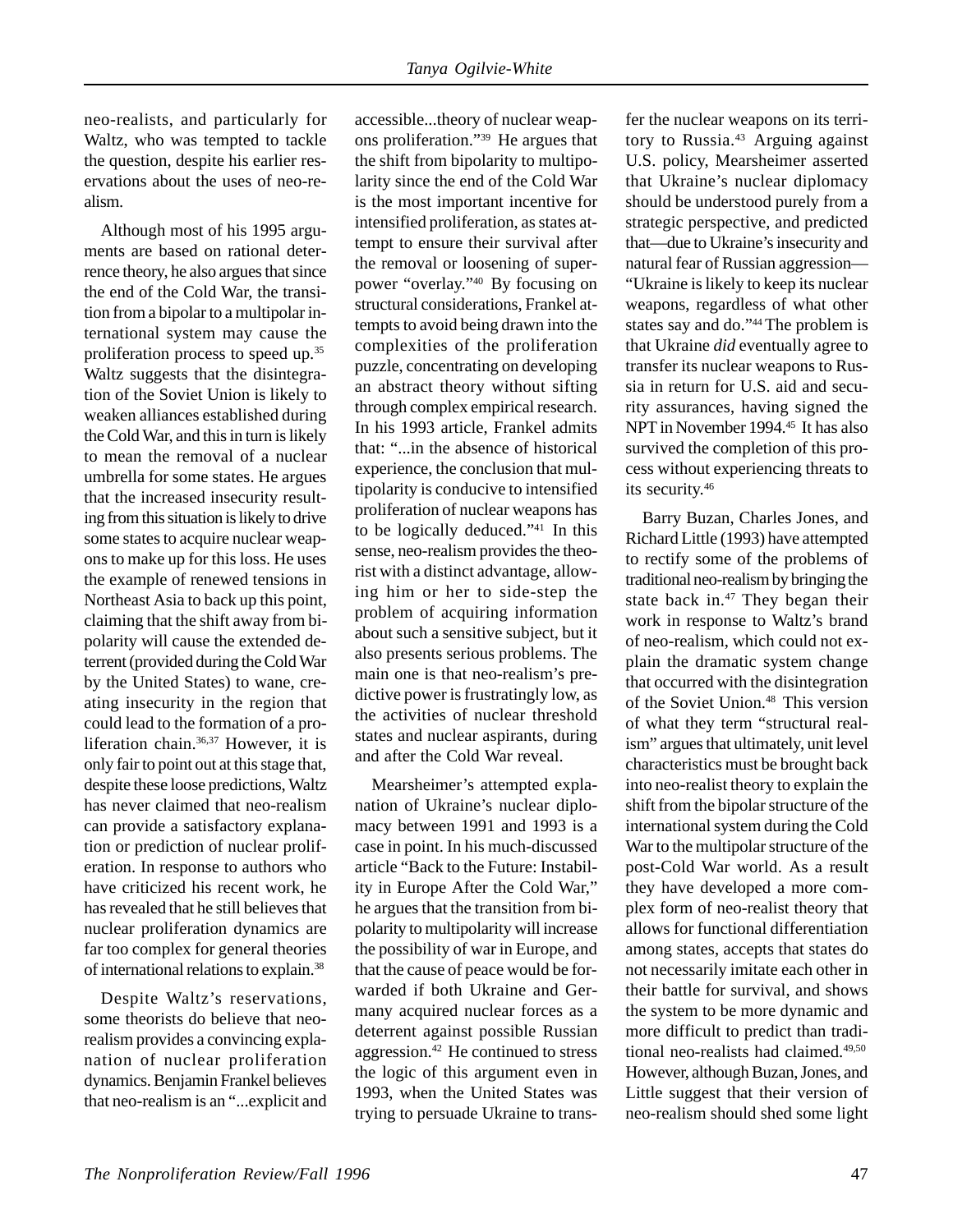neo-realists, and particularly for Waltz, who was tempted to tackle the question, despite his earlier reservations about the uses of neo-realism.

Although most of his 1995 arguments are based on rational deterrence theory, he also argues that since the end of the Cold War, the transition from a bipolar to a multipolar international system may cause the proliferation process to speed up.[35] Waltz suggests that the disintegration of the Soviet Union is likely to weaken alliances established during the Cold War, and this in turn is likely to mean the removal of a nuclear umbrella for some states. He argues that the increased insecurity resulting from this situation is likely to drive some states to acquire nuclear weapons to make up for this loss. He uses the example of renewed tensions in Northeast Asia to back up this point, claiming that the shift away from bipolarity will cause the extended deterrent (provided during the Cold War by the United States) to wane, creating insecurity in the region that could lead to the formation of a proliferation chain.[36,37] However, it is only fair to point out at this stage that, despite these loose predictions, Waltz has never claimed that neo-realism can provide a satisfactory explanation or prediction of nuclear proliferation. In response to authors who have criticized his recent work, he has revealed that he still believes that nuclear proliferation dynamics are far too complex for general theories of international relations to explain.[38]

Despite Waltz's reservations, some theorists do believe that neo-realism provides a convincing explanation of nuclear proliferation dynamics. Benjamin Frankel believes that neo-realism is an "...explicit and accessible...theory of nuclear weapons proliferation."[39] He argues that the shift from bipolarity to multipolarity since the end of the Cold War is the most important incentive for intensified proliferation, as states attempt to ensure their survival after the removal or loosening of superpower "overlay."[40] By focusing on structural considerations, Frankel attempts to avoid being drawn into the complexities of the proliferation puzzle, concentrating on developing an abstract theory without sifting through complex empirical research. In his 1993 article, Frankel admits that: "...in the absence of historical experience, the conclusion that multipolarity is conducive to intensified proliferation of nuclear weapons has to be logically deduced."[41] In this sense, neo-realism provides the theorist with a distinct advantage, allowing him or her to side-step the problem of acquiring information about such a sensitive subject, but it also presents serious problems. The main one is that neo-realism's predictive power is frustratingly low, as the activities of nuclear threshold states and nuclear aspirants, during and after the Cold War reveal.

Mearsheimer's attempted explanation of Ukraine's nuclear diplomacy between 1991 and 1993 is a case in point. In his much-discussed article "Back to the Future: Instability in Europe After the Cold War," he argues that the transition from bipolarity to multipolarity will increase the possibility of war in Europe, and that the cause of peace would be forwarded if both Ukraine and Germany acquired nuclear forces as a deterrent against possible Russian aggression.[42] He continued to stress the logic of this argument even in 1993, when the United States was trying to persuade Ukraine to transfer the nuclear weapons on its territory to Russia.[43] Arguing against U.S. policy, Mearsheimer asserted that Ukraine's nuclear diplomacy should be understood purely from a strategic perspective, and predicted that—due to Ukraine's insecurity and natural fear of Russian aggression—"Ukraine is likely to keep its nuclear weapons, regardless of what other states say and do."[44] The problem is that Ukraine *did* eventually agree to transfer its nuclear weapons to Russia in return for U.S. aid and security assurances, having signed the NPT in November 1994.[45] It has also survived the completion of this process without experiencing threats to its security.[46]

Barry Buzan, Charles Jones, and Richard Little (1993) have attempted to rectify some of the problems of traditional neo-realism by bringing the state back in.[47] They began their work in response to Waltz's brand of neo-realism, which could not explain the dramatic system change that occurred with the disintegration of the Soviet Union.[48] This version of what they term "structural realism" argues that ultimately, unit level characteristics must be brought back into neo-realist theory to explain the shift from the bipolar structure of the international system during the Cold War to the multipolar structure of the post-Cold War world. As a result they have developed a more complex form of neo-realist theory that allows for functional differentiation among states, accepts that states do not necessarily imitate each other in their battle for survival, and shows the system to be more dynamic and more difficult to predict than traditional neo-realists had claimed.[49,50] However, although Buzan, Jones, and Little suggest that their version of neo-realism should shed some light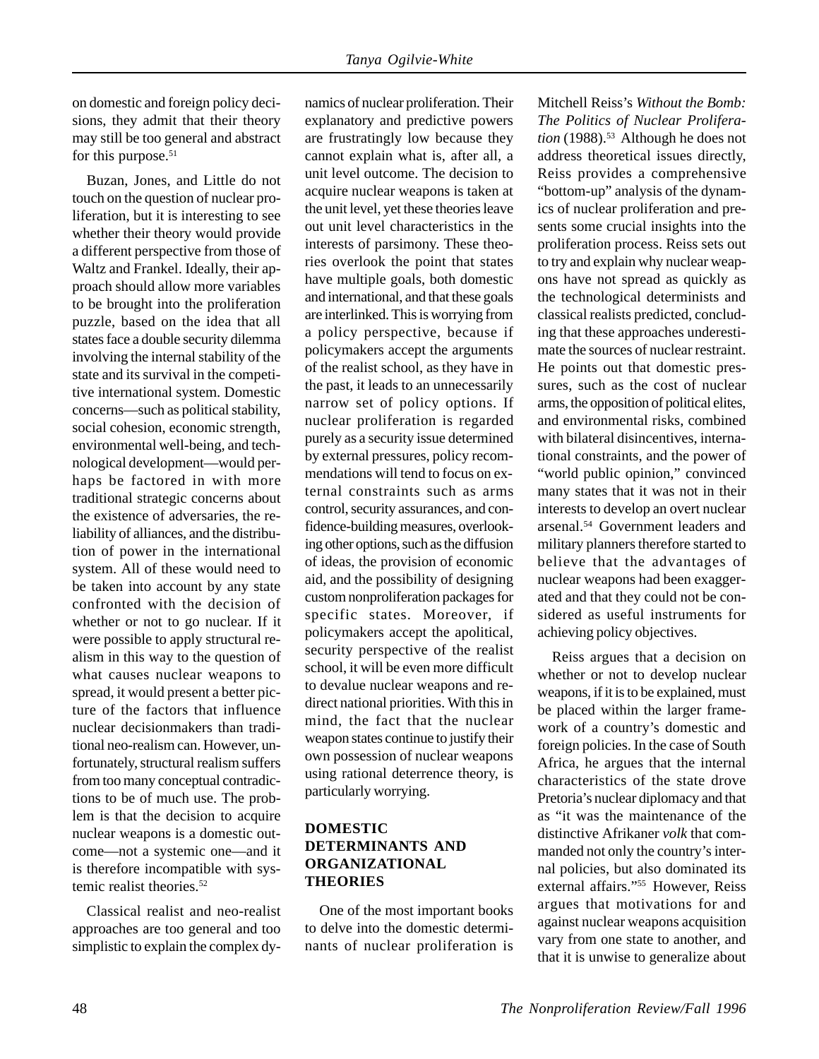on domestic and foreign policy decisions, they admit that their theory may still be too general and abstract for this purpose.[51]

Buzan, Jones, and Little do not touch on the question of nuclear proliferation, but it is interesting to see whether their theory would provide a different perspective from those of Waltz and Frankel. Ideally, their approach should allow more variables to be brought into the proliferation puzzle, based on the idea that all states face a double security dilemma involving the internal stability of the state and its survival in the competitive international system. Domestic concerns—such as political stability, social cohesion, economic strength, environmental well-being, and technological development—would perhaps be factored in with more traditional strategic concerns about the existence of adversaries, the reliability of alliances, and the distribution of power in the international system. All of these would need to be taken into account by any state confronted with the decision of whether or not to go nuclear. If it were possible to apply structural realism in this way to the question of what causes nuclear weapons to spread, it would present a better picture of the factors that influence nuclear decisionmakers than traditional neo-realism can. However, unfortunately, structural realism suffers from too many conceptual contradictions to be of much use. The problem is that the decision to acquire nuclear weapons is a domestic outcome—not a systemic one—and it is therefore incompatible with systemic realist theories.[52]

Classical realist and neo-realist approaches are too general and too simplistic to explain the complex dynamics of nuclear proliferation. Their explanatory and predictive powers are frustratingly low because they cannot explain what is, after all, a unit level outcome. The decision to acquire nuclear weapons is taken at the unit level, yet these theories leave out unit level characteristics in the interests of parsimony. These theories overlook the point that states have multiple goals, both domestic and international, and that these goals are interlinked. This is worrying from a policy perspective, because if policymakers accept the arguments of the realist school, as they have in the past, it leads to an unnecessarily narrow set of policy options. If nuclear proliferation is regarded purely as a security issue determined by external pressures, policy recommendations will tend to focus on external constraints such as arms control, security assurances, and confidence-building measures, overlooking other options, such as the diffusion of ideas, the provision of economic aid, and the possibility of designing custom nonproliferation packages for specific states. Moreover, if policymakers accept the apolitical, security perspective of the realist school, it will be even more difficult to devalue nuclear weapons and redirect national priorities. With this in mind, the fact that the nuclear weapon states continue to justify their own possession of nuclear weapons using rational deterrence theory, is particularly worrying.

## DOMESTIC DETERMINANTS AND ORGANIZATIONAL THEORIES

One of the most important books to delve into the domestic determinants of nuclear proliferation is Mitchell Reiss's *Without the Bomb: The Politics of Nuclear Proliferation* (1988).[53] Although he does not address theoretical issues directly, Reiss provides a comprehensive "bottom-up" analysis of the dynamics of nuclear proliferation and presents some crucial insights into the proliferation process. Reiss sets out to try and explain why nuclear weapons have not spread as quickly as the technological determinists and classical realists predicted, concluding that these approaches underestimate the sources of nuclear restraint. He points out that domestic pressures, such as the cost of nuclear arms, the opposition of political elites, and environmental risks, combined with bilateral disincentives, international constraints, and the power of "world public opinion," convinced many states that it was not in their interests to develop an overt nuclear arsenal.[54] Government leaders and military planners therefore started to believe that the advantages of nuclear weapons had been exaggerated and that they could not be considered as useful instruments for achieving policy objectives.

Reiss argues that a decision on whether or not to develop nuclear weapons, if it is to be explained, must be placed within the larger framework of a country's domestic and foreign policies. In the case of South Africa, he argues that the internal characteristics of the state drove Pretoria's nuclear diplomacy and that as "it was the maintenance of the distinctive Afrikaner *volk* that commanded not only the country's internal policies, but also dominated its external affairs."[55] However, Reiss argues that motivations for and against nuclear weapons acquisition vary from one state to another, and that it is unwise to generalize about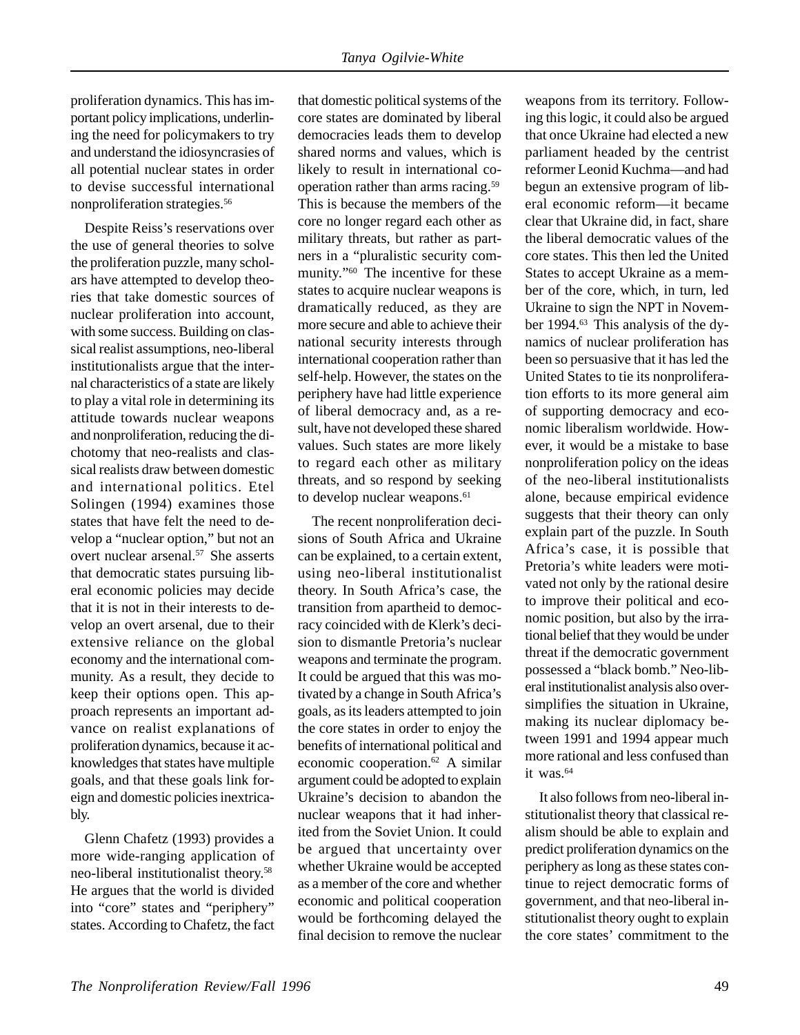proliferation dynamics. This has important policy implications, underlining the need for policymakers to try and understand the idiosyncrasies of all potential nuclear states in order to devise successful international nonproliferation strategies.[56]

Despite Reiss's reservations over the use of general theories to solve the proliferation puzzle, many scholars have attempted to develop theories that take domestic sources of nuclear proliferation into account, with some success. Building on classical realist assumptions, neo-liberal institutionalists argue that the internal characteristics of a state are likely to play a vital role in determining its attitude towards nuclear weapons and nonproliferation, reducing the dichotomy that neo-realists and classical realists draw between domestic and international politics. Etel Solingen (1994) examines those states that have felt the need to develop a "nuclear option," but not an overt nuclear arsenal.[57] She asserts that democratic states pursuing liberal economic policies may decide that it is not in their interests to develop an overt arsenal, due to their extensive reliance on the global economy and the international community. As a result, they decide to keep their options open. This approach represents an important advance on realist explanations of proliferation dynamics, because it acknowledges that states have multiple goals, and that these goals link foreign and domestic policies inextricably.

Glenn Chafetz (1993) provides a more wide-ranging application of neo-liberal institutionalist theory.[58] He argues that the world is divided into "core" states and "periphery" states. According to Chafetz, the fact that domestic political systems of the core states are dominated by liberal democracies leads them to develop shared norms and values, which is likely to result in international cooperation rather than arms racing.[59] This is because the members of the core no longer regard each other as military threats, but rather as partners in a "pluralistic security community."[60] The incentive for these states to acquire nuclear weapons is dramatically reduced, as they are more secure and able to achieve their national security interests through international cooperation rather than self-help. However, the states on the periphery have had little experience of liberal democracy and, as a result, have not developed these shared values. Such states are more likely to regard each other as military threats, and so respond by seeking to develop nuclear weapons.[61]

The recent nonproliferation decisions of South Africa and Ukraine can be explained, to a certain extent, using neo-liberal institutionalist theory. In South Africa's case, the transition from apartheid to democracy coincided with de Klerk's decision to dismantle Pretoria's nuclear weapons and terminate the program. It could be argued that this was motivated by a change in South Africa's goals, as its leaders attempted to join the core states in order to enjoy the benefits of international political and economic cooperation.[62] A similar argument could be adopted to explain Ukraine's decision to abandon the nuclear weapons that it had inherited from the Soviet Union. It could be argued that uncertainty over whether Ukraine would be accepted as a member of the core and whether economic and political cooperation would be forthcoming delayed the final decision to remove the nuclear weapons from its territory. Following this logic, it could also be argued that once Ukraine had elected a new parliament headed by the centrist reformer Leonid Kuchma—and had begun an extensive program of liberal economic reform—it became clear that Ukraine did, in fact, share the liberal democratic values of the core states. This then led the United States to accept Ukraine as a member of the core, which, in turn, led Ukraine to sign the NPT in November 1994.[63] This analysis of the dynamics of nuclear proliferation has been so persuasive that it has led the United States to tie its nonproliferation efforts to its more general aim of supporting democracy and economic liberalism worldwide. However, it would be a mistake to base nonproliferation policy on the ideas of the neo-liberal institutionalists alone, because empirical evidence suggests that their theory can only explain part of the puzzle. In South Africa's case, it is possible that Pretoria's white leaders were motivated not only by the rational desire to improve their political and economic position, but also by the irrational belief that they would be under threat if the democratic government possessed a "black bomb." Neo-liberal institutionalist analysis also oversimplifies the situation in Ukraine, making its nuclear diplomacy between 1991 and 1994 appear much more rational and less confused than it was.[64]

It also follows from neo-liberal institutionalist theory that classical realism should be able to explain and predict proliferation dynamics on the periphery as long as these states continue to reject democratic forms of government, and that neo-liberal institutionalist theory ought to explain the core states' commitment to the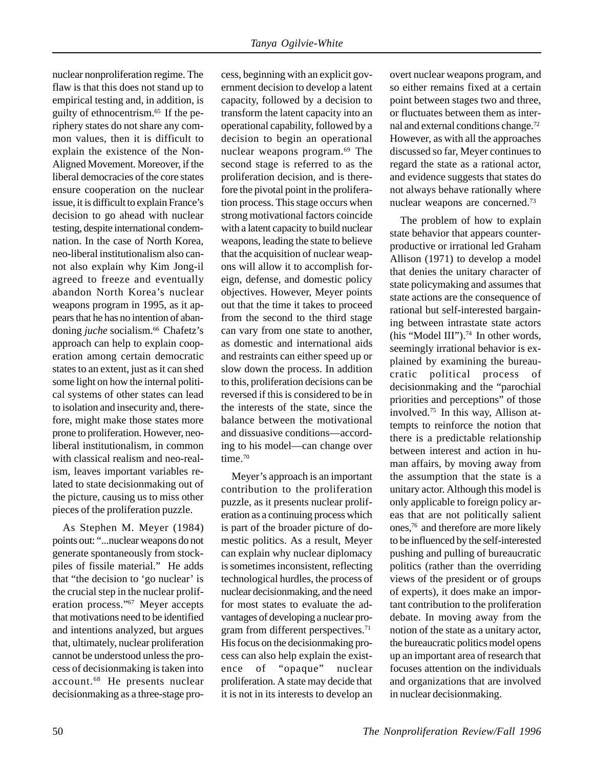nuclear nonproliferation regime. The flaw is that this does not stand up to empirical testing and, in addition, is guilty of ethnocentrism.[65] If the periphery states do not share any common values, then it is difficult to explain the existence of the Non-Aligned Movement. Moreover, if the liberal democracies of the core states ensure cooperation on the nuclear issue, it is difficult to explain France's decision to go ahead with nuclear testing, despite international condemnation. In the case of North Korea, neo-liberal institutionalism also cannot also explain why Kim Jong-il agreed to freeze and eventually abandon North Korea's nuclear weapons program in 1995, as it appears that he has no intention of abandoning *juche* socialism.[66] Chafetz's approach can help to explain cooperation among certain democratic states to an extent, just as it can shed some light on how the internal political systems of other states can lead to isolation and insecurity and, therefore, might make those states more prone to proliferation. However, neo-liberal institutionalism, in common with classical realism and neo-realism, leaves important variables related to state decisionmaking out of the picture, causing us to miss other pieces of the proliferation puzzle.

As Stephen M. Meyer (1984) points out: "...nuclear weapons do not generate spontaneously from stockpiles of fissile material." He adds that "the decision to 'go nuclear' is the crucial step in the nuclear proliferation process."[67] Meyer accepts that motivations need to be identified and intentions analyzed, but argues that, ultimately, nuclear proliferation cannot be understood unless the process of decisionmaking is taken into account.[68] He presents nuclear decisionmaking as a three-stage process, beginning with an explicit government decision to develop a latent capacity, followed by a decision to transform the latent capacity into an operational capability, followed by a decision to begin an operational nuclear weapons program.[69] The second stage is referred to as the proliferation decision, and is therefore the pivotal point in the proliferation process. This stage occurs when strong motivational factors coincide with a latent capacity to build nuclear weapons, leading the state to believe that the acquisition of nuclear weapons will allow it to accomplish foreign, defense, and domestic policy objectives. However, Meyer points out that the time it takes to proceed from the second to the third stage can vary from one state to another, as domestic and international aids and restraints can either speed up or slow down the process. In addition to this, proliferation decisions can be reversed if this is considered to be in the interests of the state, since the balance between the motivational and dissuasive conditions—according to his model—can change over time.[70]

Meyer's approach is an important contribution to the proliferation puzzle, as it presents nuclear proliferation as a continuing process which is part of the broader picture of domestic politics. As a result, Meyer can explain why nuclear diplomacy is sometimes inconsistent, reflecting technological hurdles, the process of nuclear decisionmaking, and the need for most states to evaluate the advantages of developing a nuclear program from different perspectives.[71] His focus on the decisionmaking process can also help explain the existence of "opaque" nuclear proliferation. A state may decide that it is not in its interests to develop an overt nuclear weapons program, and so either remains fixed at a certain point between stages two and three, or fluctuates between them as internal and external conditions change.[72] However, as with all the approaches discussed so far, Meyer continues to regard the state as a rational actor, and evidence suggests that states do not always behave rationally where nuclear weapons are concerned.[73]

The problem of how to explain state behavior that appears counterproductive or irrational led Graham Allison (1971) to develop a model that denies the unitary character of state policymaking and assumes that state actions are the consequence of rational but self-interested bargaining between intrastate state actors (his "Model III").[74] In other words, seemingly irrational behavior is explained by examining the bureaucratic political process of decisionmaking and the "parochial priorities and perceptions" of those involved.[75] In this way, Allison attempts to reinforce the notion that there is a predictable relationship between interest and action in human affairs, by moving away from the assumption that the state is a unitary actor. Although this model is only applicable to foreign policy areas that are not politically salient ones,[76] and therefore are more likely to be influenced by the self-interested pushing and pulling of bureaucratic politics (rather than the overriding views of the president or of groups of experts), it does make an important contribution to the proliferation debate. In moving away from the notion of the state as a unitary actor, the bureaucratic politics model opens up an important area of research that focuses attention on the individuals and organizations that are involved in nuclear decisionmaking.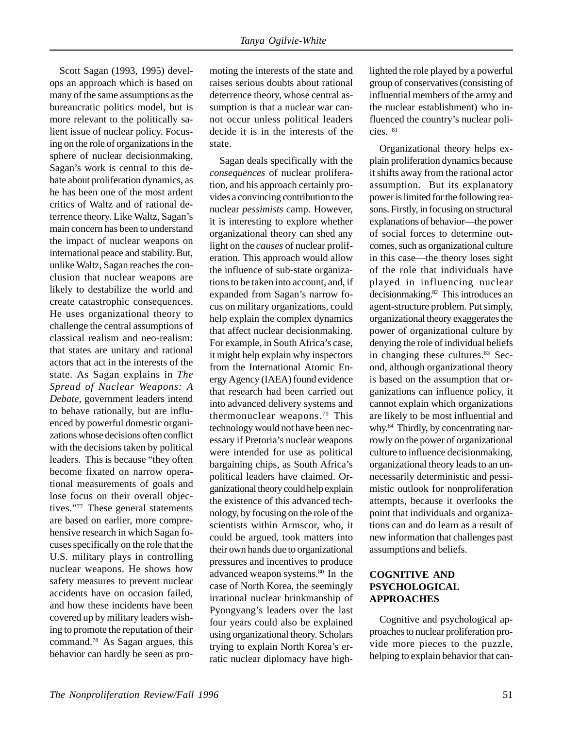Scott Sagan (1993, 1995) develops an approach which is based on many of the same assumptions as the bureaucratic politics model, but is more relevant to the politically salient issue of nuclear policy. Focusing on the role of organizations in the sphere of nuclear decisionmaking, Sagan's work is central to this debate about proliferation dynamics, as he has been one of the most ardent critics of Waltz and of rational deterrence theory. Like Waltz, Sagan's main concern has been to understand the impact of nuclear weapons on international peace and stability. But, unlike Waltz, Sagan reaches the conclusion that nuclear weapons are likely to destabilize the world and create catastrophic consequences. He uses organizational theory to challenge the central assumptions of classical realism and neo-realism: that states are unitary and rational actors that act in the interests of the state. As Sagan explains in *The Spread of Nuclear Weapons: A Debate*, government leaders intend to behave rationally, but are influenced by powerful domestic organizations whose decisions often conflict with the decisions taken by political leaders. This is because "they often become fixated on narrow operational measurements of goals and lose focus on their overall objectives."[77] These general statements are based on earlier, more comprehensive research in which Sagan focuses specifically on the role that the U.S. military plays in controlling nuclear weapons. He shows how safety measures to prevent nuclear accidents have on occasion failed, and how these incidents have been covered up by military leaders wishing to promote the reputation of their command.[78] As Sagan argues, this behavior can hardly be seen as promoting the interests of the state and raises serious doubts about rational deterrence theory, whose central assumption is that a nuclear war cannot occur unless political leaders decide it is in the interests of the state.

Sagan deals specifically with the *consequences* of nuclear proliferation, and his approach certainly provides a convincing contribution to the nuclear *pessimists* camp. However, it is interesting to explore whether organizational theory can shed any light on the *causes* of nuclear proliferation. This approach would allow the influence of sub-state organizations to be taken into account, and, if expanded from Sagan's narrow focus on military organizations, could help explain the complex dynamics that affect nuclear decisionmaking. For example, in South Africa's case, it might help explain why inspectors from the International Atomic Energy Agency (IAEA) found evidence that research had been carried out into advanced delivery systems and thermonuclear weapons.[79] This technology would not have been necessary if Pretoria's nuclear weapons were intended for use as political bargaining chips, as South Africa's political leaders have claimed. Organizational theory could help explain the existence of this advanced technology, by focusing on the role of the scientists within Armscor, who, it could be argued, took matters into their own hands due to organizational pressures and incentives to produce advanced weapon systems.[80] In the case of North Korea, the seemingly irrational nuclear brinkmanship of Pyongyang's leaders over the last four years could also be explained using organizational theory. Scholars trying to explain North Korea's erratic nuclear diplomacy have highlighted the role played by a powerful group of conservatives (consisting of influential members of the army and the nuclear establishment) who influenced the country's nuclear policies. [81]

Organizational theory helps explain proliferation dynamics because it shifts away from the rational actor assumption. But its explanatory power is limited for the following reasons. Firstly, in focusing on structural explanations of behavior—the power of social forces to determine outcomes, such as organizational culture in this case—the theory loses sight of the role that individuals have played in influencing nuclear decisionmaking.[82] This introduces an agent-structure problem. Put simply, organizational theory exaggerates the power of organizational culture by denying the role of individual beliefs in changing these cultures.[83] Second, although organizational theory is based on the assumption that organizations can influence policy, it cannot explain which organizations are likely to be most influential and why.[84] Thirdly, by concentrating narrowly on the power of organizational culture to influence decisionmaking, organizational theory leads to an unnecessarily deterministic and pessimistic outlook for nonproliferation attempts, because it overlooks the point that individuals and organizations can and do learn as a result of new information that challenges past assumptions and beliefs.

## COGNITIVE AND PSYCHOLOGICAL APPROACHES

Cognitive and psychological approaches to nuclear proliferation provide more pieces to the puzzle, helping to explain behavior that can-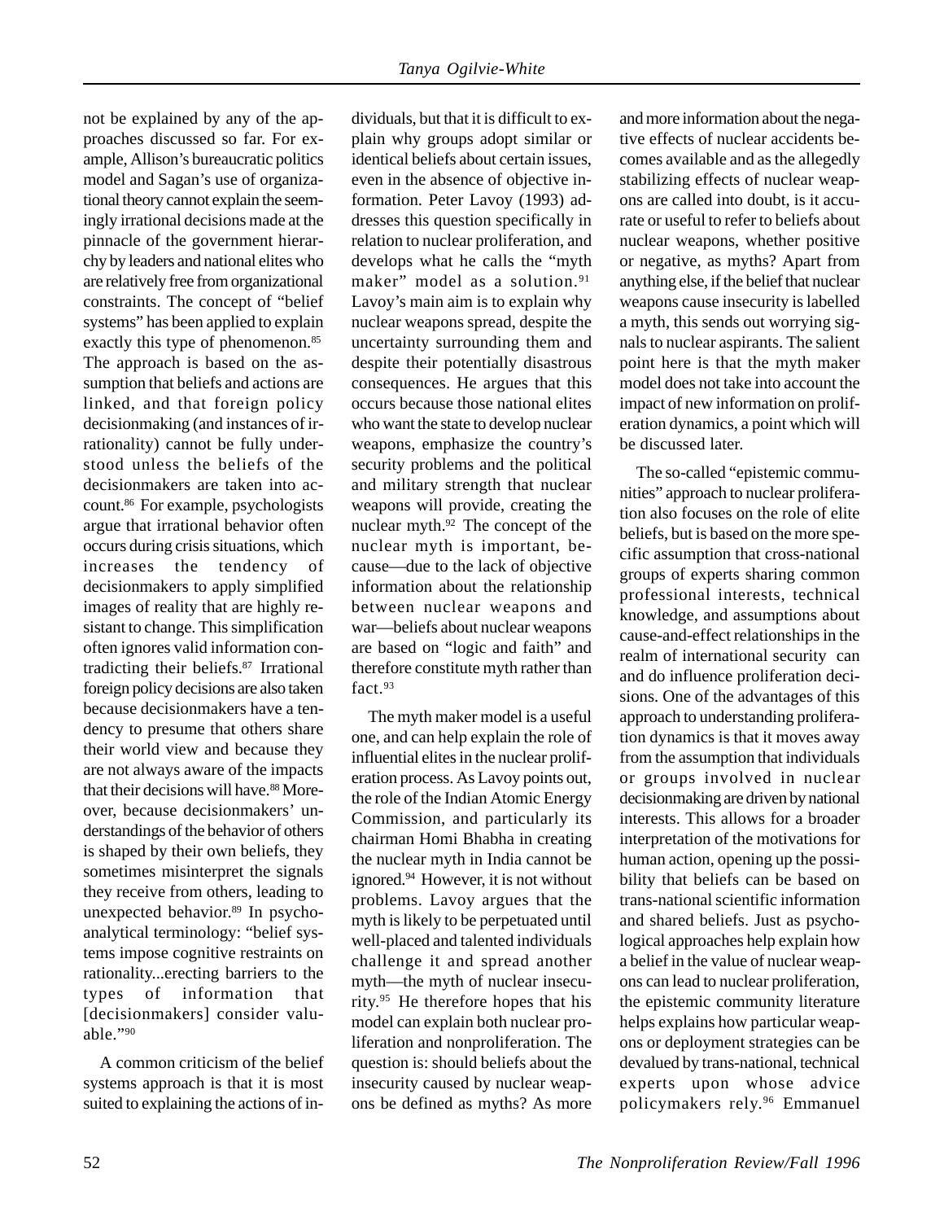not be explained by any of the approaches discussed so far. For example, Allison's bureaucratic politics model and Sagan's use of organizational theory cannot explain the seemingly irrational decisions made at the pinnacle of the government hierarchy by leaders and national elites who are relatively free from organizational constraints. The concept of "belief systems" has been applied to explain exactly this type of phenomenon.[85] The approach is based on the assumption that beliefs and actions are linked, and that foreign policy decisionmaking (and instances of irrationality) cannot be fully understood unless the beliefs of the decisionmakers are taken into account.[86] For example, psychologists argue that irrational behavior often occurs during crisis situations, which increases the tendency of decisionmakers to apply simplified images of reality that are highly resistant to change. This simplification often ignores valid information contradicting their beliefs.[87] Irrational foreign policy decisions are also taken because decisionmakers have a tendency to presume that others share their world view and because they are not always aware of the impacts that their decisions will have.[88] Moreover, because decisionmakers' understandings of the behavior of others is shaped by their own beliefs, they sometimes misinterpret the signals they receive from others, leading to unexpected behavior.[89] In psychoanalytical terminology: "belief systems impose cognitive restraints on rationality...erecting barriers to the types of information that [decisionmakers] consider valuable."[90]

A common criticism of the belief systems approach is that it is most suited to explaining the actions of individuals, but that it is difficult to explain why groups adopt similar or identical beliefs about certain issues, even in the absence of objective information. Peter Lavoy (1993) addresses this question specifically in relation to nuclear proliferation, and develops what he calls the "myth maker" model as a solution.[91] Lavoy's main aim is to explain why nuclear weapons spread, despite the uncertainty surrounding them and despite their potentially disastrous consequences. He argues that this occurs because those national elites who want the state to develop nuclear weapons, emphasize the country's security problems and the political and military strength that nuclear weapons will provide, creating the nuclear myth.[92] The concept of the nuclear myth is important, because—due to the lack of objective information about the relationship between nuclear weapons and war—beliefs about nuclear weapons are based on "logic and faith" and therefore constitute myth rather than fact.[93]

The myth maker model is a useful one, and can help explain the role of influential elites in the nuclear proliferation process. As Lavoy points out, the role of the Indian Atomic Energy Commission, and particularly its chairman Homi Bhabha in creating the nuclear myth in India cannot be ignored.[94] However, it is not without problems. Lavoy argues that the myth is likely to be perpetuated until well-placed and talented individuals challenge it and spread another myth—the myth of nuclear insecurity.[95] He therefore hopes that his model can explain both nuclear proliferation and nonproliferation. The question is: should beliefs about the insecurity caused by nuclear weapons be defined as myths? As more and more information about the negative effects of nuclear accidents becomes available and as the allegedly stabilizing effects of nuclear weapons are called into doubt, is it accurate or useful to refer to beliefs about nuclear weapons, whether positive or negative, as myths? Apart from anything else, if the belief that nuclear weapons cause insecurity is labelled a myth, this sends out worrying signals to nuclear aspirants. The salient point here is that the myth maker model does not take into account the impact of new information on proliferation dynamics, a point which will be discussed later.

The so-called "epistemic communities" approach to nuclear proliferation also focuses on the role of elite beliefs, but is based on the more specific assumption that cross-national groups of experts sharing common professional interests, technical knowledge, and assumptions about cause-and-effect relationships in the realm of international security can and do influence proliferation decisions. One of the advantages of this approach to understanding proliferation dynamics is that it moves away from the assumption that individuals or groups involved in nuclear decisionmaking are driven by national interests. This allows for a broader interpretation of the motivations for human action, opening up the possibility that beliefs can be based on trans-national scientific information and shared beliefs. Just as psychological approaches help explain how a belief in the value of nuclear weapons can lead to nuclear proliferation, the epistemic community literature helps explains how particular weapons or deployment strategies can be devalued by trans-national, technical experts upon whose advice policymakers rely.[96] Emmanuel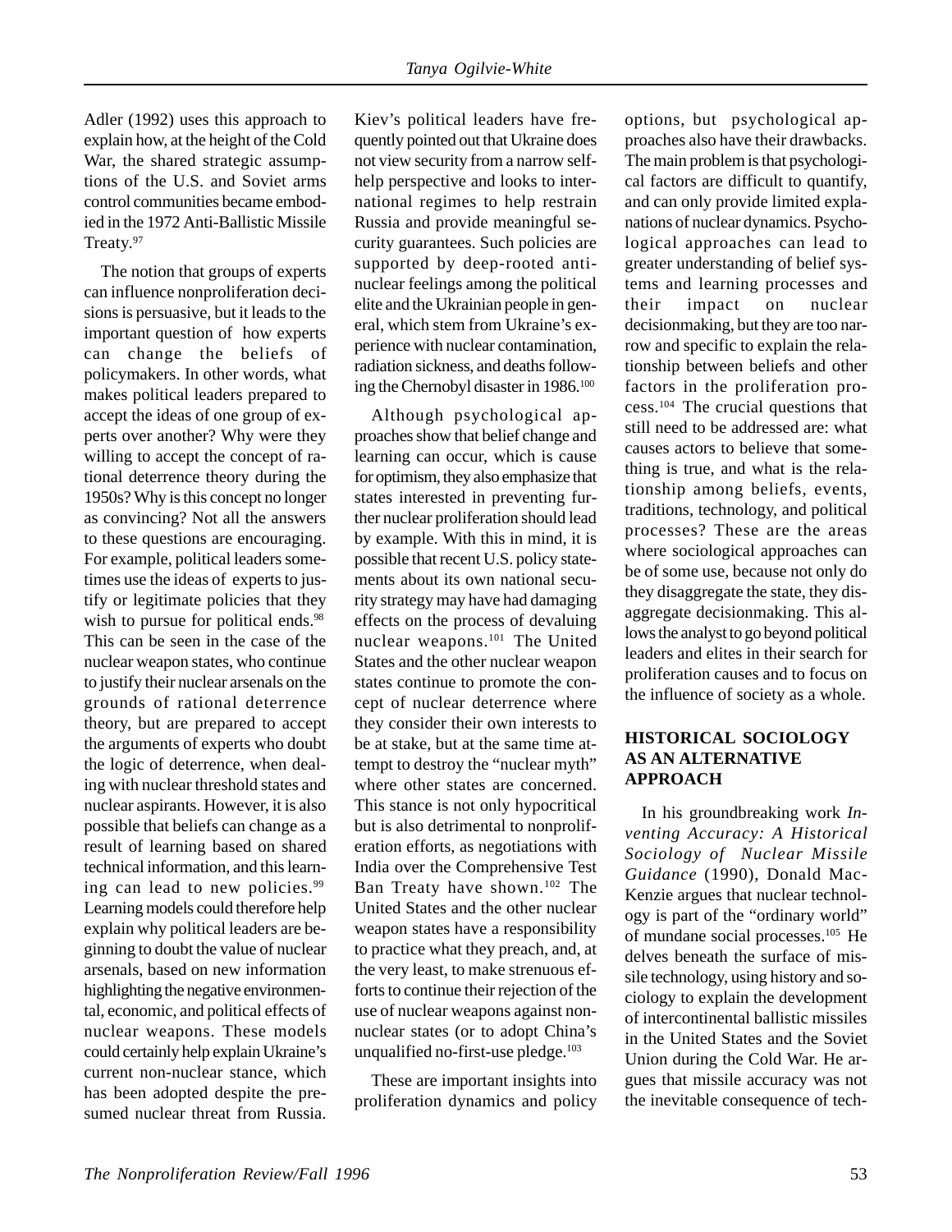Adler (1992) uses this approach to explain how, at the height of the Cold War, the shared strategic assumptions of the U.S. and Soviet arms control communities became embodied in the 1972 Anti-Ballistic Missile Treaty.[97]

The notion that groups of experts can influence nonproliferation decisions is persuasive, but it leads to the important question of how experts can change the beliefs of policymakers. In other words, what makes political leaders prepared to accept the ideas of one group of experts over another? Why were they willing to accept the concept of rational deterrence theory during the 1950s? Why is this concept no longer as convincing? Not all the answers to these questions are encouraging. For example, political leaders sometimes use the ideas of experts to justify or legitimate policies that they wish to pursue for political ends.[98] This can be seen in the case of the nuclear weapon states, who continue to justify their nuclear arsenals on the grounds of rational deterrence theory, but are prepared to accept the arguments of experts who doubt the logic of deterrence, when dealing with nuclear threshold states and nuclear aspirants. However, it is also possible that beliefs can change as a result of learning based on shared technical information, and this learning can lead to new policies.[99] Learning models could therefore help explain why political leaders are beginning to doubt the value of nuclear arsenals, based on new information highlighting the negative environmental, economic, and political effects of nuclear weapons. These models could certainly help explain Ukraine's current non-nuclear stance, which has been adopted despite the presumed nuclear threat from Russia. Kiev's political leaders have frequently pointed out that Ukraine does not view security from a narrow self-help perspective and looks to international regimes to help restrain Russia and provide meaningful security guarantees. Such policies are supported by deep-rooted anti-nuclear feelings among the political elite and the Ukrainian people in general, which stem from Ukraine's experience with nuclear contamination, radiation sickness, and deaths following the Chernobyl disaster in 1986.[100]

Although psychological approaches show that belief change and learning can occur, which is cause for optimism, they also emphasize that states interested in preventing further nuclear proliferation should lead by example. With this in mind, it is possible that recent U.S. policy statements about its own national security strategy may have had damaging effects on the process of devaluing nuclear weapons.[101] The United States and the other nuclear weapon states continue to promote the concept of nuclear deterrence where they consider their own interests to be at stake, but at the same time attempt to destroy the "nuclear myth" where other states are concerned. This stance is not only hypocritical but is also detrimental to nonproliferation efforts, as negotiations with India over the Comprehensive Test Ban Treaty have shown.[102] The United States and the other nuclear weapon states have a responsibility to practice what they preach, and, at the very least, to make strenuous efforts to continue their rejection of the use of nuclear weapons against non-nuclear states (or to adopt China's unqualified no-first-use pledge.[103]

These are important insights into proliferation dynamics and policy options, but psychological approaches also have their drawbacks. The main problem is that psychological factors are difficult to quantify, and can only provide limited explanations of nuclear dynamics. Psychological approaches can lead to greater understanding of belief systems and learning processes and their impact on nuclear decisionmaking, but they are too narrow and specific to explain the relationship between beliefs and other factors in the proliferation process.[104] The crucial questions that still need to be addressed are: what causes actors to believe that something is true, and what is the relationship among beliefs, events, traditions, technology, and political processes? These are the areas where sociological approaches can be of some use, because not only do they disaggregate the state, they disaggregate decisionmaking. This allows the analyst to go beyond political leaders and elites in their search for proliferation causes and to focus on the influence of society as a whole.

## HISTORICAL SOCIOLOGY AS AN ALTERNATIVE APPROACH

In his groundbreaking work *Inventing Accuracy: A Historical Sociology of Nuclear Missile Guidance* (1990), Donald MacKenzie argues that nuclear technology is part of the "ordinary world" of mundane social processes.[105] He delves beneath the surface of missile technology, using history and sociology to explain the development of intercontinental ballistic missiles in the United States and the Soviet Union during the Cold War. He argues that missile accuracy was not the inevitable consequence of tech-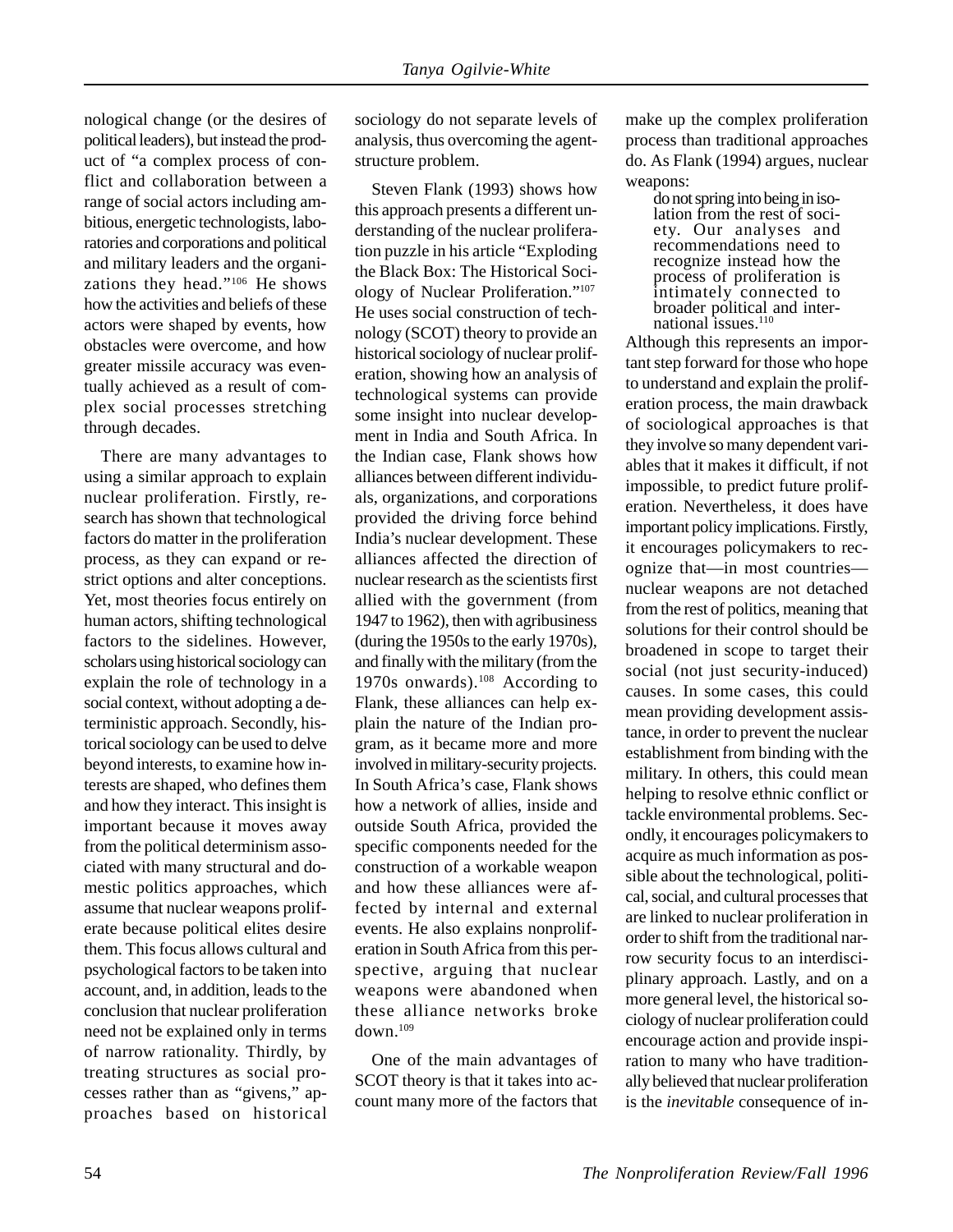nological change (or the desires of political leaders), but instead the product of "a complex process of conflict and collaboration between a range of social actors including ambitious, energetic technologists, laboratories and corporations and political and military leaders and the organizations they head."[106] He shows how the activities and beliefs of these actors were shaped by events, how obstacles were overcome, and how greater missile accuracy was eventually achieved as a result of complex social processes stretching through decades.

There are many advantages to using a similar approach to explain nuclear proliferation. Firstly, research has shown that technological factors do matter in the proliferation process, as they can expand or restrict options and alter conceptions. Yet, most theories focus entirely on human actors, shifting technological factors to the sidelines. However, scholars using historical sociology can explain the role of technology in a social context, without adopting a deterministic approach. Secondly, historical sociology can be used to delve beyond interests, to examine how interests are shaped, who defines them and how they interact. This insight is important because it moves away from the political determinism associated with many structural and domestic politics approaches, which assume that nuclear weapons proliferate because political elites desire them. This focus allows cultural and psychological factors to be taken into account, and, in addition, leads to the conclusion that nuclear proliferation need not be explained only in terms of narrow rationality. Thirdly, by treating structures as social processes rather than as "givens," approaches based on historical sociology do not separate levels of analysis, thus overcoming the agent-structure problem.

Steven Flank (1993) shows how this approach presents a different understanding of the nuclear proliferation puzzle in his article "Exploding the Black Box: The Historical Sociology of Nuclear Proliferation."[107] He uses social construction of technology (SCOT) theory to provide an historical sociology of nuclear proliferation, showing how an analysis of technological systems can provide some insight into nuclear development in India and South Africa. In the Indian case, Flank shows how alliances between different individuals, organizations, and corporations provided the driving force behind India's nuclear development. These alliances affected the direction of nuclear research as the scientists first allied with the government (from 1947 to 1962), then with agribusiness (during the 1950s to the early 1970s), and finally with the military (from the 1970s onwards).[108] According to Flank, these alliances can help explain the nature of the Indian program, as it became more and more involved in military-security projects. In South Africa's case, Flank shows how a network of allies, inside and outside South Africa, provided the specific components needed for the construction of a workable weapon and how these alliances were affected by internal and external events. He also explains nonproliferation in South Africa from this perspective, arguing that nuclear weapons were abandoned when these alliance networks broke down.[109]

One of the main advantages of SCOT theory is that it takes into account many more of the factors that make up the complex proliferation process than traditional approaches do. As Flank (1994) argues, nuclear weapons:

> do not spring into being in isolation from the rest of society. Our analyses and recommendations need to recognize instead how the process of proliferation is intimately connected to broader political and international issues.[110]

Although this represents an important step forward for those who hope to understand and explain the proliferation process, the main drawback of sociological approaches is that they involve so many dependent variables that it makes it difficult, if not impossible, to predict future proliferation. Nevertheless, it does have important policy implications. Firstly, it encourages policymakers to recognize that—in most countries—nuclear weapons are not detached from the rest of politics, meaning that solutions for their control should be broadened in scope to target their social (not just security-induced) causes. In some cases, this could mean providing development assistance, in order to prevent the nuclear establishment from binding with the military. In others, this could mean helping to resolve ethnic conflict or tackle environmental problems. Secondly, it encourages policymakers to acquire as much information as possible about the technological, political, social, and cultural processes that are linked to nuclear proliferation in order to shift from the traditional narrow security focus to an interdisciplinary approach. Lastly, and on a more general level, the historical sociology of nuclear proliferation could encourage action and provide inspiration to many who have traditionally believed that nuclear proliferation is the *inevitable* consequence of in-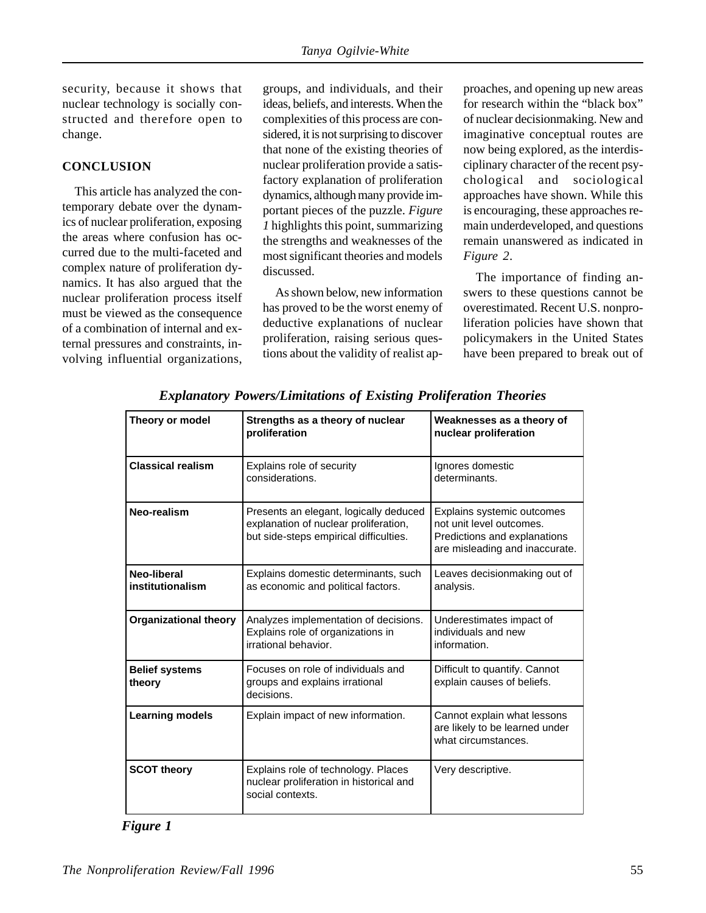security, because it shows that nuclear technology is socially constructed and therefore open to change.

## CONCLUSION

This article has analyzed the contemporary debate over the dynamics of nuclear proliferation, exposing the areas where confusion has occurred due to the multi-faceted and complex nature of proliferation dynamics. It has also argued that the nuclear proliferation process itself must be viewed as the consequence of a combination of internal and external pressures and constraints, involving influential organizations, groups, and individuals, and their ideas, beliefs, and interests. When the complexities of this process are considered, it is not surprising to discover that none of the existing theories of nuclear proliferation provide a satisfactory explanation of proliferation dynamics, although many provide important pieces of the puzzle. *Figure 1* highlights this point, summarizing the strengths and weaknesses of the most significant theories and models discussed.

As shown below, new information has proved to be the worst enemy of deductive explanations of nuclear proliferation, raising serious questions about the validity of realist approaches, and opening up new areas for research within the "black box" of nuclear decisionmaking. New and imaginative conceptual routes are now being explored, as the interdisciplinary character of the recent psychological and sociological approaches have shown. While this is encouraging, these approaches remain underdeveloped, and questions remain unanswered as indicated in *Figure 2*.

The importance of finding answers to these questions cannot be overestimated. Recent U.S. nonproliferation policies have shown that policymakers in the United States have been prepared to break out of

***Explanatory Powers/Limitations of Existing Proliferation Theories***

| Theory or model | Strengths as a theory of nuclear proliferation | Weaknesses as a theory of nuclear proliferation |
|---|---|---|
| **Classical realism** | Explains role of security considerations. | Ignores domestic determinants. |
| **Neo-realism** | Presents an elegant, logically deduced explanation of nuclear proliferation, but side-steps empirical difficulties. | Explains systemic outcomes not unit level outcomes. Predictions and explanations are misleading and inaccurate. |
| **Neo-liberal institutionalism** | Explains domestic determinants, such as economic and political factors. | Leaves decisionmaking out of analysis. |
| **Organizational theory** | Analyzes implementation of decisions. Explains role of organizations in irrational behavior. | Underestimates impact of individuals and new information. |
| **Belief systems theory** | Focuses on role of individuals and groups and explains irrational decisions. | Difficult to quantify. Cannot explain causes of beliefs. |
| **Learning models** | Explain impact of new information. | Cannot explain what lessons are likely to be learned under what circumstances. |
| **SCOT theory** | Explains role of technology. Places nuclear proliferation in historical and social contexts. | Very descriptive. |

***Figure 1***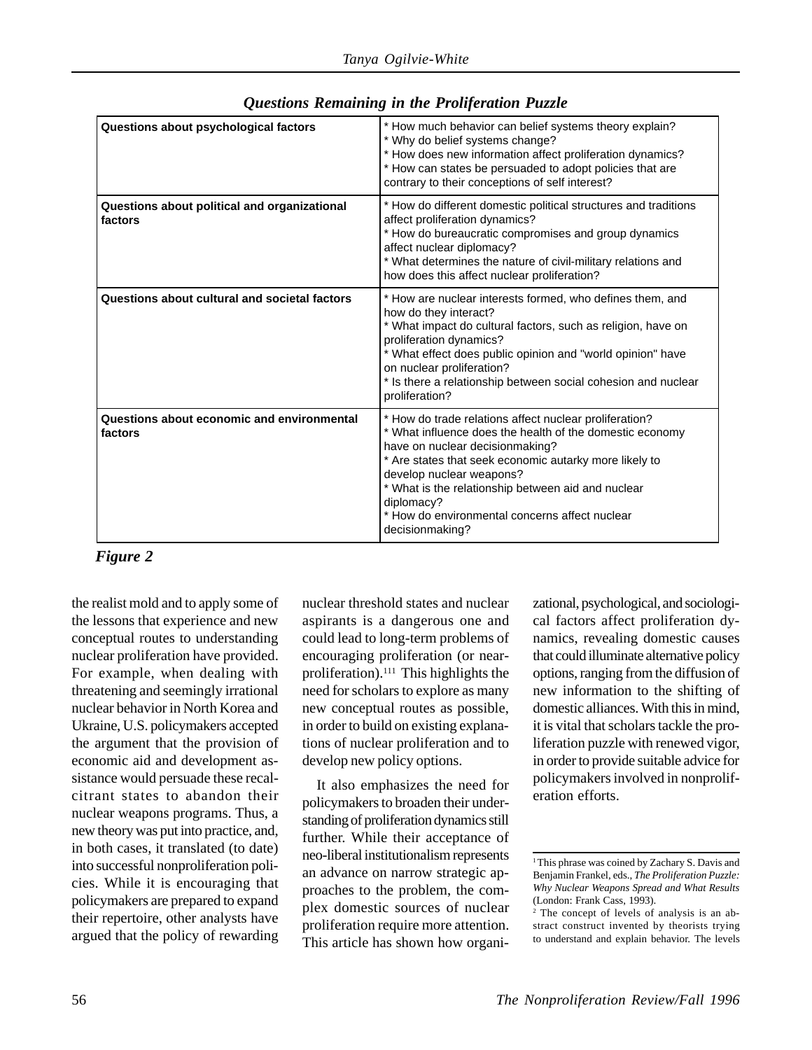***Questions Remaining in the Proliferation Puzzle***

| | |
|---|---|
| **Questions about psychological factors** | * How much behavior can belief systems theory explain?<br>* Why do belief systems change?<br>* How does new information affect proliferation dynamics?<br>* How can states be persuaded to adopt policies that are contrary to their conceptions of self interest? |
| **Questions about political and organizational factors** | * How do different domestic political structures and traditions affect proliferation dynamics?<br>* How do bureaucratic compromises and group dynamics affect nuclear diplomacy?<br>* What determines the nature of civil-military relations and how does this affect nuclear proliferation? |
| **Questions about cultural and societal factors** | * How are nuclear interests formed, who defines them, and how do they interact?<br>* What impact do cultural factors, such as religion, have on proliferation dynamics?<br>* What effect does public opinion and "world opinion" have on nuclear proliferation?<br>* Is there a relationship between social cohesion and nuclear proliferation? |
| **Questions about economic and environmental factors** | * How do trade relations affect nuclear proliferation?<br>* What influence does the health of the domestic economy have on nuclear decisionmaking?<br>* Are states that seek economic autarky more likely to develop nuclear weapons?<br>* What is the relationship between aid and nuclear diplomacy?<br>* How do environmental concerns affect nuclear decisionmaking? |

***Figure 2***

the realist mold and to apply some of the lessons that experience and new conceptual routes to understanding nuclear proliferation have provided. For example, when dealing with threatening and seemingly irrational nuclear behavior in North Korea and Ukraine, U.S. policymakers accepted the argument that the provision of economic aid and development assistance would persuade these recalcitrant states to abandon their nuclear weapons programs. Thus, a new theory was put into practice, and, in both cases, it translated (to date) into successful nonproliferation policies. While it is encouraging that policymakers are prepared to expand their repertoire, other analysts have argued that the policy of rewarding nuclear threshold states and nuclear aspirants is a dangerous one and could lead to long-term problems of encouraging proliferation (or near-proliferation).[111] This highlights the need for scholars to explore as many new conceptual routes as possible, in order to build on existing explanations of nuclear proliferation and to develop new policy options.

It also emphasizes the need for policymakers to broaden their understanding of proliferation dynamics still further. While their acceptance of neo-liberal institutionalism represents an advance on narrow strategic approaches to the problem, the complex domestic sources of nuclear proliferation require more attention. This article has shown how organizational, psychological, and sociological factors affect proliferation dynamics, revealing domestic causes that could illuminate alternative policy options, ranging from the diffusion of new information to the shifting of domestic alliances. With this in mind, it is vital that scholars tackle the proliferation puzzle with renewed vigor, in order to provide suitable advice for policymakers involved in nonproliferation efforts.

---

[1] This phrase was coined by Zachary S. Davis and Benjamin Frankel, eds., *The Proliferation Puzzle: Why Nuclear Weapons Spread and What Results* (London: Frank Cass, 1993).

[2] The concept of levels of analysis is an abstract construct invented by theorists trying to understand and explain behavior. The levels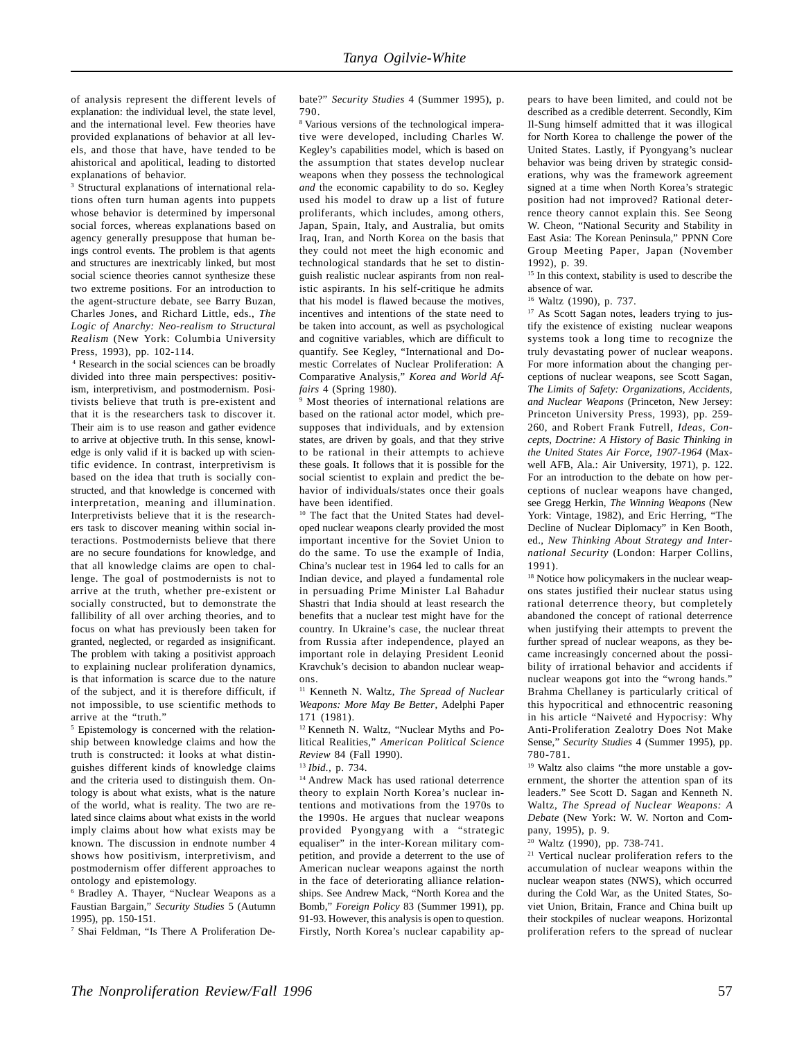of analysis represent the different levels of explanation: the individual level, the state level, and the international level. Few theories have provided explanations of behavior at all levels, and those that have, have tended to be ahistorical and apolitical, leading to distorted explanations of behavior.

[3] Structural explanations of international relations often turn human agents into puppets whose behavior is determined by impersonal social forces, whereas explanations based on agency generally presuppose that human beings control events. The problem is that agents and structures are inextricably linked, but most social science theories cannot synthesize these two extreme positions. For an introduction to the agent-structure debate, see Barry Buzan, Charles Jones, and Richard Little, eds., *The Logic of Anarchy: Neo-realism to Structural Realism* (New York: Columbia University Press, 1993), pp. 102-114.

[4] Research in the social sciences can be broadly divided into three main perspectives: positivism, interpretivism, and postmodernism. Positivists believe that truth is pre-existent and that it is the researchers task to discover it. Their aim is to use reason and gather evidence to arrive at objective truth. In this sense, knowledge is only valid if it is backed up with scientific evidence. In contrast, interpretivism is based on the idea that truth is socially constructed, and that knowledge is concerned with interpretation, meaning and illumination. Interpretivists believe that it is the researchers task to discover meaning within social interactions. Postmodernists believe that there are no secure foundations for knowledge, and that all knowledge claims are open to challenge. The goal of postmodernists is not to arrive at the truth, whether pre-existent or socially constructed, but to demonstrate the fallibility of all over arching theories, and to focus on what has previously been taken for granted, neglected, or regarded as insignificant. The problem with taking a positivist approach to explaining nuclear proliferation dynamics, is that information is scarce due to the nature of the subject, and it is therefore difficult, if not impossible, to use scientific methods to arrive at the "truth."

[5] Epistemology is concerned with the relationship between knowledge claims and how the truth is constructed: it looks at what distinguishes different kinds of knowledge claims and the criteria used to distinguish them. Ontology is about what exists, what is the nature of the world, what is reality. The two are related since claims about what exists in the world imply claims about how what exists may be known. The discussion in endnote number 4 shows how positivism, interpretivism, and postmodernism offer different approaches to ontology and epistemology.

[6] Bradley A. Thayer, "Nuclear Weapons as a Faustian Bargain," *Security Studies* 5 (Autumn 1995), pp. 150-151.

[7] Shai Feldman, "Is There A Proliferation Debate?" *Security Studies* 4 (Summer 1995), p. 790.

[8] Various versions of the technological imperative were developed, including Charles W. Kegley's capabilities model, which is based on the assumption that states develop nuclear weapons when they possess the technological *and* the economic capability to do so. Kegley used his model to draw up a list of future proliferants, which includes, among others, Japan, Spain, Italy, and Australia, but omits Iraq, Iran, and North Korea on the basis that they could not meet the high economic and technological standards that he set to distinguish realistic nuclear aspirants from non realistic aspirants. In his self-critique he admits that his model is flawed because the motives, incentives and intentions of the state need to be taken into account, as well as psychological and cognitive variables, which are difficult to quantify. See Kegley, "International and Domestic Correlates of Nuclear Proliferation: A Comparative Analysis," *Korea and World Affairs* 4 (Spring 1980).

[9] Most theories of international relations are based on the rational actor model, which presupposes that individuals, and by extension states, are driven by goals, and that they strive to be rational in their attempts to achieve these goals. It follows that it is possible for the social scientist to explain and predict the behavior of individuals/states once their goals have been identified.

[10] The fact that the United States had developed nuclear weapons clearly provided the most important incentive for the Soviet Union to do the same. To use the example of India, China's nuclear test in 1964 led to calls for an Indian device, and played a fundamental role in persuading Prime Minister Lal Bahadur Shastri that India should at least research the benefits that a nuclear test might have for the country. In Ukraine's case, the nuclear threat from Russia after independence, played an important role in delaying President Leonid Kravchuk's decision to abandon nuclear weapons.

[11] Kenneth N. Waltz, *The Spread of Nuclear Weapons: More May Be Better*, Adelphi Paper 171 (1981).

[12] Kenneth N. Waltz, "Nuclear Myths and Political Realities," *American Political Science Review* 84 (Fall 1990).

[13] *Ibid.*, p. 734.

[14] Andrew Mack has used rational deterrence theory to explain North Korea's nuclear intentions and motivations from the 1970s to the 1990s. He argues that nuclear weapons provided Pyongyang with a "strategic equaliser" in the inter-Korean military competition, and provide a deterrent to the use of American nuclear weapons against the north in the face of deteriorating alliance relationships. See Andrew Mack, "North Korea and the Bomb," *Foreign Policy* 83 (Summer 1991), pp. 91-93. However, this analysis is open to question. Firstly, North Korea's nuclear capability appears to have been limited, and could not be described as a credible deterrent. Secondly, Kim Il-Sung himself admitted that it was illogical for North Korea to challenge the power of the United States. Lastly, if Pyongyang's nuclear behavior was being driven by strategic considerations, why was the framework agreement signed at a time when North Korea's strategic position had not improved? Rational deterrence theory cannot explain this. See Seong W. Cheon, "National Security and Stability in East Asia: The Korean Peninsula," PPNN Core Group Meeting Paper, Japan (November 1992), p. 39.

[15] In this context, stability is used to describe the absence of war.

[16] Waltz (1990), p. 737.

[17] As Scott Sagan notes, leaders trying to justify the existence of existing nuclear weapons systems took a long time to recognize the truly devastating power of nuclear weapons. For more information about the changing perceptions of nuclear weapons, see Scott Sagan, *The Limits of Safety: Organizations, Accidents, and Nuclear Weapons* (Princeton, New Jersey: Princeton University Press, 1993), pp. 259-260, and Robert Frank Futrell, *Ideas, Concepts, Doctrine: A History of Basic Thinking in the United States Air Force, 1907-1964* (Maxwell AFB, Ala.: Air University, 1971), p. 122. For an introduction to the debate on how perceptions of nuclear weapons have changed, see Gregg Herkin, *The Winning Weapons* (New York: Vintage, 1982), and Eric Herring, "The Decline of Nuclear Diplomacy" in Ken Booth, ed., *New Thinking About Strategy and International Security* (London: Harper Collins, 1991).

[18] Notice how policymakers in the nuclear weapons states justified their nuclear status using rational deterrence theory, but completely abandoned the concept of rational deterrence when justifying their attempts to prevent the further spread of nuclear weapons, as they became increasingly concerned about the possibility of irrational behavior and accidents if nuclear weapons got into the "wrong hands." Brahma Chellaney is particularly critical of this hypocritical and ethnocentric reasoning in his article "Naiveté and Hypocrisy: Why Anti-Proliferation Zealotry Does Not Make Sense," *Security Studies* 4 (Summer 1995), pp. 780-781.

[19] Waltz also claims "the more unstable a government, the shorter the attention span of its leaders." See Scott D. Sagan and Kenneth N. Waltz, *The Spread of Nuclear Weapons: A Debate* (New York: W. W. Norton and Company, 1995), p. 9.

[20] Waltz (1990), pp. 738-741.

[21] Vertical nuclear proliferation refers to the accumulation of nuclear weapons within the nuclear weapon states (NWS), which occurred during the Cold War, as the United States, Soviet Union, Britain, France and China built up their stockpiles of nuclear weapons. Horizontal proliferation refers to the spread of nuclear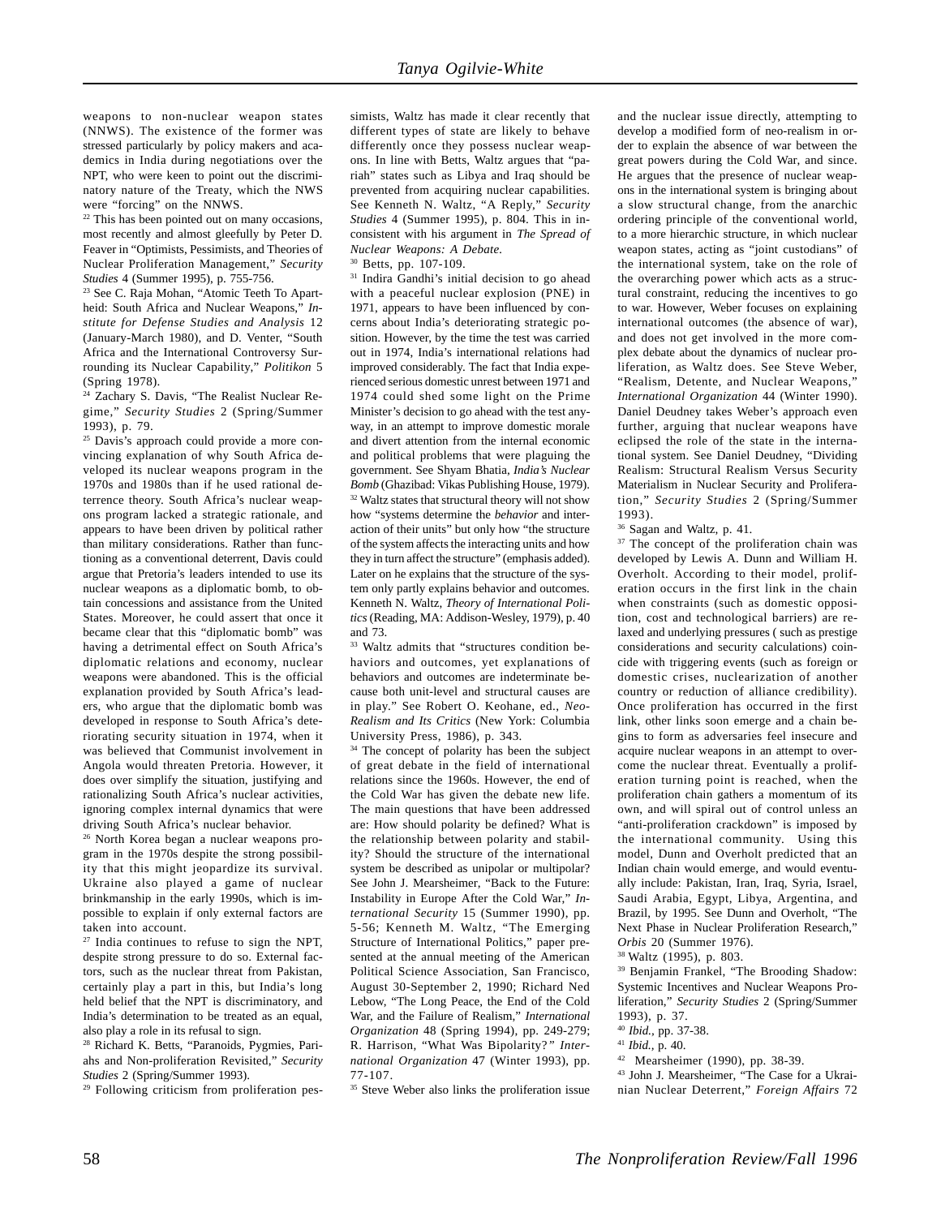weapons to non-nuclear weapon states (NNWS). The existence of the former was stressed particularly by policy makers and academics in India during negotiations over the NPT, who were keen to point out the discriminatory nature of the Treaty, which the NWS were "forcing" on the NNWS.

[22] This has been pointed out on many occasions, most recently and almost gleefully by Peter D. Feaver in "Optimists, Pessimists, and Theories of Nuclear Proliferation Management," *Security Studies* 4 (Summer 1995), p. 755-756.

[23] See C. Raja Mohan, "Atomic Teeth To Apartheid: South Africa and Nuclear Weapons," *Institute for Defense Studies and Analysis* 12 (January-March 1980), and D. Venter, "South Africa and the International Controversy Surrounding its Nuclear Capability," *Politikon* 5 (Spring 1978).

[24] Zachary S. Davis, "The Realist Nuclear Regime," *Security Studies* 2 (Spring/Summer 1993), p. 79.

[25] Davis's approach could provide a more convincing explanation of why South Africa developed its nuclear weapons program in the 1970s and 1980s than if he used rational deterrence theory. South Africa's nuclear weapons program lacked a strategic rationale, and appears to have been driven by political rather than military considerations. Rather than functioning as a conventional deterrent, Davis could argue that Pretoria's leaders intended to use its nuclear weapons as a diplomatic bomb, to obtain concessions and assistance from the United States. Moreover, he could assert that once it became clear that this "diplomatic bomb" was having a detrimental effect on South Africa's diplomatic relations and economy, nuclear weapons were abandoned. This is the official explanation provided by South Africa's leaders, who argue that the diplomatic bomb was developed in response to South Africa's deteriorating security situation in 1974, when it was believed that Communist involvement in Angola would threaten Pretoria. However, it does over simplify the situation, justifying and rationalizing South Africa's nuclear activities, ignoring complex internal dynamics that were driving South Africa's nuclear behavior.

[26] North Korea began a nuclear weapons program in the 1970s despite the strong possibility that this might jeopardize its survival. Ukraine also played a game of nuclear brinkmanship in the early 1990s, which is impossible to explain if only external factors are taken into account.

[27] India continues to refuse to sign the NPT, despite strong pressure to do so. External factors, such as the nuclear threat from Pakistan, certainly play a part in this, but India's long held belief that the NPT is discriminatory, and India's determination to be treated as an equal, also play a role in its refusal to sign.

[28] Richard K. Betts, "Paranoids, Pygmies, Pariahs and Non-proliferation Revisited," *Security Studies* 2 (Spring/Summer 1993).

[29] Following criticism from proliferation pessimists, Waltz has made it clear recently that different types of state are likely to behave differently once they possess nuclear weapons. In line with Betts, Waltz argues that "pariah" states such as Libya and Iraq should be prevented from acquiring nuclear capabilities. See Kenneth N. Waltz, "A Reply," *Security Studies* 4 (Summer 1995), p. 804. This in inconsistent with his argument in *The Spread of Nuclear Weapons: A Debate.*

[30] Betts, pp. 107-109.

[31] Indira Gandhi's initial decision to go ahead with a peaceful nuclear explosion (PNE) in 1971, appears to have been influenced by concerns about India's deteriorating strategic position. However, by the time the test was carried out in 1974, India's international relations had improved considerably. The fact that India experienced serious domestic unrest between 1971 and 1974 could shed some light on the Prime Minister's decision to go ahead with the test anyway, in an attempt to improve domestic morale and divert attention from the internal economic and political problems that were plaguing the government. See Shyam Bhatia, *India's Nuclear Bomb* (Ghazibad: Vikas Publishing House, 1979).

[32] Waltz states that structural theory will not show how "systems determine the *behavior* and interaction of their units" but only how "the structure of the system affects the interacting units and how they in turn affect the structure" (emphasis added). Later on he explains that the structure of the system only partly explains behavior and outcomes. Kenneth N. Waltz, *Theory of International Politics* (Reading, MA: Addison-Wesley, 1979), p. 40 and 73.

[33] Waltz admits that "structures condition behaviors and outcomes, yet explanations of behaviors and outcomes are indeterminate because both unit-level and structural causes are in play." See Robert O. Keohane, ed., *Neo-Realism and Its Critics* (New York: Columbia University Press, 1986), p. 343.

[34] The concept of polarity has been the subject of great debate in the field of international relations since the 1960s. However, the end of the Cold War has given the debate new life. The main questions that have been addressed are: How should polarity be defined? What is the relationship between polarity and stability? Should the structure of the international system be described as unipolar or multipolar? See John J. Mearsheimer, "Back to the Future: Instability in Europe After the Cold War," *International Security* 15 (Summer 1990), pp. 5-56; Kenneth M. Waltz, "The Emerging Structure of International Politics," paper presented at the annual meeting of the American Political Science Association, San Francisco, August 30-September 2, 1990; Richard Ned Lebow, "The Long Peace, the End of the Cold War, and the Failure of Realism," *International Organization* 48 (Spring 1994), pp. 249-279; R. Harrison, "What Was Bipolarity?" *International Organization* 47 (Winter 1993), pp. 77-107.

[35] Steve Weber also links the proliferation issue and the nuclear issue directly, attempting to develop a modified form of neo-realism in order to explain the absence of war between the great powers during the Cold War, and since. He argues that the presence of nuclear weapons in the international system is bringing about a slow structural change, from the anarchic ordering principle of the conventional world, to a more hierarchic structure, in which nuclear weapon states, acting as "joint custodians" of the international system, take on the role of the overarching power which acts as a structural constraint, reducing the incentives to go to war. However, Weber focuses on explaining international outcomes (the absence of war), and does not get involved in the more complex debate about the dynamics of nuclear proliferation, as Waltz does. See Steve Weber, "Realism, Detente, and Nuclear Weapons," *International Organization* 44 (Winter 1990). Daniel Deudney takes Weber's approach even further, arguing that nuclear weapons have eclipsed the role of the state in the international system. See Daniel Deudney, "Dividing Realism: Structural Realism Versus Security Materialism in Nuclear Security and Proliferation," *Security Studies* 2 (Spring/Summer 1993).

[36] Sagan and Waltz, p. 41.

[37] The concept of the proliferation chain was developed by Lewis A. Dunn and William H. Overholt. According to their model, proliferation occurs in the first link in the chain when constraints (such as domestic opposition, cost and technological barriers) are relaxed and underlying pressures ( such as prestige considerations and security calculations) coincide with triggering events (such as foreign or domestic crises, nuclearization of another country or reduction of alliance credibility). Once proliferation has occurred in the first link, other links soon emerge and a chain begins to form as adversaries feel insecure and acquire nuclear weapons in an attempt to overcome the nuclear threat. Eventually a proliferation turning point is reached, when the proliferation chain gathers a momentum of its own, and will spiral out of control unless an "anti-proliferation crackdown" is imposed by the international community. Using this model, Dunn and Overholt predicted that an Indian chain would emerge, and would eventually include: Pakistan, Iran, Iraq, Syria, Israel, Saudi Arabia, Egypt, Libya, Argentina, and Brazil, by 1995. See Dunn and Overholt, "The Next Phase in Nuclear Proliferation Research," *Orbis* 20 (Summer 1976).

[38] Waltz (1995), p. 803.

[39] Benjamin Frankel, "The Brooding Shadow: Systemic Incentives and Nuclear Weapons Proliferation," *Security Studies* 2 (Spring/Summer 1993), p. 37.

[40] *Ibid.*, pp. 37-38.

[41] *Ibid.*, p. 40.

[42] Mearsheimer (1990), pp. 38-39.

[43] John J. Mearsheimer, "The Case for a Ukrainian Nuclear Deterrent," *Foreign Affairs* 72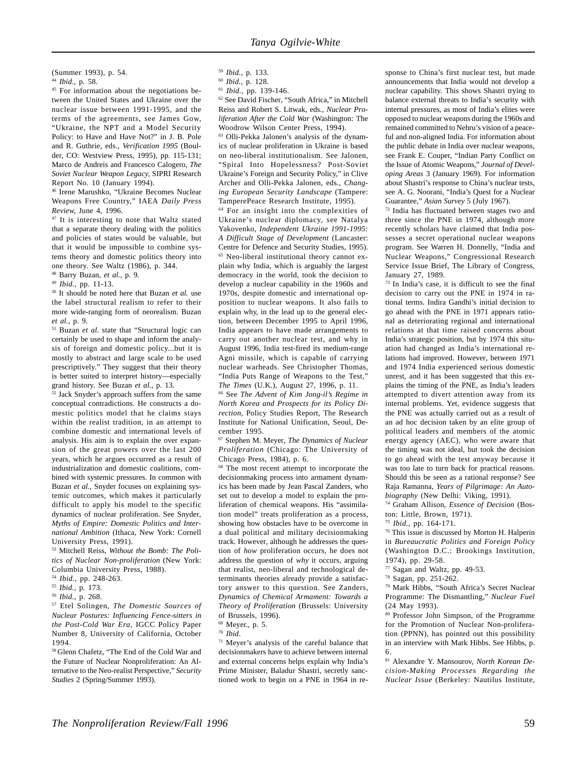(Summer 1993), p. 54.

[44] *Ibid.*, p. 58.

[45] For information about the negotiations between the United States and Ukraine over the nuclear issue between 1991-1995, and the terms of the agreements, see James Gow, "Ukraine, the NPT and a Model Security Policy: to Have and Have Not?" in J. B. Pole and R. Guthrie, eds., *Verification 1995* (Boulder, CO: Westview Press, 1995), pp. 115-131; Marco de Andreis and Francesco Calogero, *The Soviet Nuclear Weapon Legacy*, SIPRI Research Report No. 10 (January 1994).

[46] Irene Marushko, "Ukraine Becomes Nuclear Weapons Free Country," IAEA *Daily Press Review*, June 4, 1996.

[47] It is interesting to note that Waltz stated that a separate theory dealing with the politics and policies of states would be valuable, but that it would be impossible to combine systems theory and domestic politics theory into one theory. See Waltz (1986), p. 344.

[48] Barry Buzan, *et al.*, p. 9.

[49] *Ibid.*, pp. 11-13.

[50] It should be noted here that Buzan *et al.* use the label structural realism to refer to their more wide-ranging form of neorealism. Buzan *et al.*, p. 9.

[51] Buzan *et al.* state that "Structural logic can certainly be used to shape and inform the analysis of foreign and domestic policy...but it is mostly to abstract and large scale to be used prescriptively." They suggest that their theory is better suited to interpret history—especially grand history. See Buzan *et al.*, p. 13.

[52] Jack Snyder's approach suffers from the same conceptual contradictions. He constructs a domestic politics model that he claims stays within the realist tradition, in an attempt to combine domestic and international levels of analysis. His aim is to explain the over expansion of the great powers over the last 200 years, which he argues occurred as a result of industrialization and domestic coalitions, combined with systemic pressures. In common with Buzan *et al.*, Snyder focuses on explaining systemic outcomes, which makes it particularly difficult to apply his model to the specific dynamics of nuclear proliferation. See Snyder, *Myths of Empire: Domestic Politics and International Ambition* (Ithaca, New York: Cornell University Press, 1991).

[53] Mitchell Reiss, *Without the Bomb: The Politics of Nuclear Non-proliferation* (New York: Columbia University Press, 1988).

[54] *Ibid.*, pp. 248-263.

[55] *Ibid.*, p. 173.

[56] *Ibid.*, p. 268.

[57] Etel Solingen, *The Domestic Sources of Nuclear Postures: Influencing Fence-sitters in the Post-Cold War Era*, IGCC Policy Paper Number 8, University of California, October 1994.

[58] Glenn Chafetz, "The End of the Cold War and the Future of Nuclear Nonproliferation: An Alternative to the Neo-realist Perspective," *Security Studies* 2 (Spring/Summer 1993).

[59] *Ibid.*, p. 133.

[60] *Ibid.*, p. 128.

[61] *Ibid.*, pp. 139-146.

[62] See David Fischer, "South Africa," in Mitchell Reiss and Robert S. Litwak, eds., *Nuclear Proliferation After the Cold War* (Washington: The Woodrow Wilson Center Press, 1994).

[63] Olli-Pekka Jalonen's analysis of the dynamics of nuclear proliferation in Ukraine is based on neo-liberal institutionalism. See Jalonen, "Spiral Into Hopelessness? Post-Soviet Ukraine's Foreign and Security Policy," in Clive Archer and Olli-Pekka Jalonen, eds., *Changing European Security Landscape* (Tampere: TamperePeace Research Institute, 1995).

[64] For an insight into the complexities of Ukraine's nuclear diplomacy, see Natalya Yakovenko, *Independent Ukraine 1991-1995: A Difficult Stage of Development* (Lancaster: Centre for Defence and Security Studies, 1995).

[65] Neo-liberal institutional theory cannot explain why India, which is arguably the largest democracy in the world, took the decision to develop a nuclear capability in the 1960s and 1970s, despite domestic and international opposition to nuclear weapons. It also fails to explain why, in the lead up to the general election, between December 1995 to April 1996, India appears to have made arrangements to carry out another nuclear test, and why in August 1996, India test-fired its medium-range Agni missile, which is capable of carrying nuclear warheads. See Christopher Thomas, "India Puts Range of Weapons to the Test," *The Times* (U.K.), August 27, 1996, p. 11.

[66] See *The Advent of Kim Jong-il's Regime in North Korea and Prospects for its Policy Direction*, Policy Studies Report, The Research Institute for National Unification, Seoul, December 1995.

[67] Stephen M. Meyer, *The Dynamics of Nuclear Proliferation* (Chicago: The University of Chicago Press, 1984), p. 6.

[68] The most recent attempt to incorporate the decisionmaking process into armament dynamics has been made by Jean Pascal Zanders, who set out to develop a model to explain the proliferation of chemical weapons. His "assimilation model" treats proliferation as a process, showing how obstacles have to be overcome in a dual political and military decisionmaking track. However, although he addresses the question of *how* proliferation occurs, he does not address the question of *why* it occurs, arguing that realist, neo-liberal and technological determinants theories already provide a satisfactory answer to this question. See Zanders, *Dynamics of Chemical Armament: Towards a Theory of Proliferation* (Brussels: University of Brussels, 1996).

[69] Meyer., p. 5.

[70] *Ibid*.

[71] Meyer's analysis of the careful balance that decisionmakers have to achieve between internal and external concerns helps explain why India's Prime Minister, Baladur Shastri, secretly sanctioned work to begin on a PNE in 1964 in response to China's first nuclear test, but made announcements that India would not develop a nuclear capability. This shows Shastri trying to balance external threats to India's security with internal pressures, as most of India's elites were opposed to nuclear weapons during the 1960s and remained committed to Nehru's vision of a peaceful and non-aligned India. For information about the public debate in India over nuclear weapons, see Frank E. Couper, "Indian Party Conflict on the Issue of Atomic Weapons," *Journal of Developing Areas* 3 (January 1969). For information about Shastri's response to China's nuclear tests, see A. G. Noorani, "India's Quest for a Nuclear Guarantee," *Asian Survey* 5 (July 1967).

[72] India has fluctuated between stages two and three since the PNE in 1974, although more recently scholars have claimed that India possesses a secret operational nuclear weapons program. See Warren H. Donnelly, "India and Nuclear Weapons," Congressional Research Service Issue Brief, The Library of Congress, January 27, 1989.

[73] In India's case, it is difficult to see the final decision to carry out the PNE in 1974 in rational terms. Indira Gandhi's initial decision to go ahead with the PNE in 1971 appears rational as deteriorating regional and international relations at that time raised concerns about India's strategic position, but by 1974 this situation had changed as India's international relations had improved. However, between 1971 and 1974 India experienced serious domestic unrest, and it has been suggested that this explains the timing of the PNE, as India's leaders attempted to divert attention away from its internal problems. Yet, evidence suggests that the PNE was actually carried out as a result of an ad hoc decision taken by an elite group of political leaders and members of the atomic energy agency (AEC), who were aware that the timing was not ideal, but took the decision to go ahead with the test anyway because it was too late to turn back for practical reasons. Should this be seen as a rational response? See Raja Ramanna, *Years of Pilgrimage: An Autobiography* (New Delhi: Viking, 1991).

[74] Graham Allison, *Essence of Decision* (Boston: Little, Brown, 1971).

[75] *Ibid.*, pp. 164-171.

[76] This issue is discussed by Morton H. Halperin in *Bureaucratic Politics and Foreign Policy* (Washington D.C.: Brookings Institution, 1974), pp. 29-58.

[77] Sagan and Waltz, pp. 49-53.

[78] Sagan, pp. 251-262.

[79] Mark Hibbs, "South Africa's Secret Nuclear Programme: The Dismantling," *Nuclear Fuel* (24 May 1993).

[80] Professor John Simpson, of the Programme for the Promotion of Nuclear Non-proliferation (PPNN), has pointed out this possibility in an interview with Mark Hibbs. See Hibbs, p. 6.

[81] Alexandre Y. Mansourov, *North Korean Decision-Making Processes Regarding the Nuclear Issue* (Berkeley: Nautilus Institute,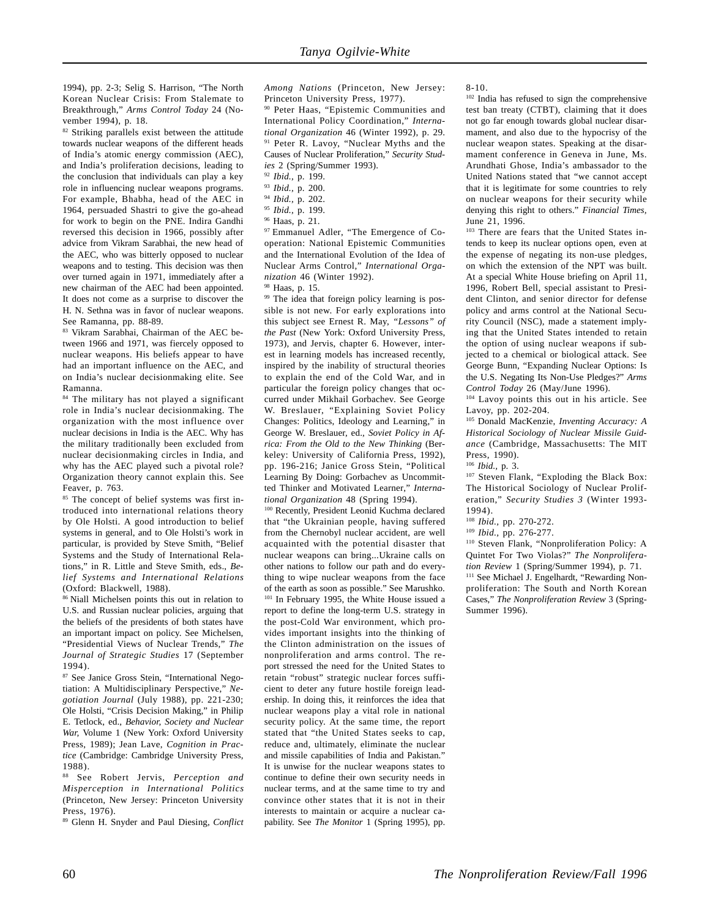1994), pp. 2-3; Selig S. Harrison, "The North Korean Nuclear Crisis: From Stalemate to Breakthrough," *Arms Control Today* 24 (November 1994), p. 18.

[82] Striking parallels exist between the attitude towards nuclear weapons of the different heads of India's atomic energy commission (AEC), and India's proliferation decisions, leading to the conclusion that individuals can play a key role in influencing nuclear weapons programs. For example, Bhabha, head of the AEC in 1964, persuaded Shastri to give the go-ahead for work to begin on the PNE. Indira Gandhi reversed this decision in 1966, possibly after advice from Vikram Sarabhai, the new head of the AEC, who was bitterly opposed to nuclear weapons and to testing. This decision was then over turned again in 1971, immediately after a new chairman of the AEC had been appointed. It does not come as a surprise to discover the H. N. Sethna was in favor of nuclear weapons. See Ramanna, pp. 88-89.

[83] Vikram Sarabhai, Chairman of the AEC between 1966 and 1971, was fiercely opposed to nuclear weapons. His beliefs appear to have had an important influence on the AEC, and on India's nuclear decisionmaking elite. See Ramanna.

[84] The military has not played a significant role in India's nuclear decisionmaking. The organization with the most influence over nuclear decisions in India is the AEC. Why has the military traditionally been excluded from nuclear decisionmaking circles in India, and why has the AEC played such a pivotal role? Organization theory cannot explain this. See Feaver, p. 763.

[85] The concept of belief systems was first introduced into international relations theory by Ole Holsti. A good introduction to belief systems in general, and to Ole Holsti's work in particular, is provided by Steve Smith, "Belief Systems and the Study of International Relations," in R. Little and Steve Smith, eds., *Belief Systems and International Relations* (Oxford: Blackwell, 1988).

[86] Niall Michelsen points this out in relation to U.S. and Russian nuclear policies, arguing that the beliefs of the presidents of both states have an important impact on policy. See Michelsen, "Presidential Views of Nuclear Trends," *The Journal of Strategic Studies* 17 (September 1994).

[87] See Janice Gross Stein, "International Negotiation: A Multidisciplinary Perspective," *Negotiation Journal* (July 1988), pp. 221-230; Ole Holsti, "Crisis Decision Making," in Philip E. Tetlock, ed., *Behavior, Society and Nuclear War,* Volume 1 (New York: Oxford University Press, 1989); Jean Lave, *Cognition in Practice* (Cambridge: Cambridge University Press, 1988).

[88] See Robert Jervis, *Perception and Misperception in International Politics* (Princeton, New Jersey: Princeton University Press, 1976).

[89] Glenn H. Snyder and Paul Diesing, *Conflict Among Nations* (Princeton, New Jersey: Princeton University Press, 1977).

[90] Peter Haas, "Epistemic Communities and International Policy Coordination," *International Organization* 46 (Winter 1992), p. 29.

[91] Peter R. Lavoy, "Nuclear Myths and the Causes of Nuclear Proliferation," *Security Studies* 2 (Spring/Summer 1993).

[92] *Ibid.,* p. 199.

[93] *Ibid.,* p. 200.

[94] *Ibid.,* p. 202.

[95] *Ibid.,* p. 199.

[96] Haas, p. 21.

[97] Emmanuel Adler, "The Emergence of Cooperation: National Epistemic Communities and the International Evolution of the Idea of Nuclear Arms Control," *International Organization* 46 (Winter 1992).

[98] Haas, p. 15.

[99] The idea that foreign policy learning is possible is not new. For early explorations into this subject see Ernest R. May, *"Lessons" of the Past* (New York: Oxford University Press, 1973), and Jervis, chapter 6. However, interest in learning models has increased recently, inspired by the inability of structural theories to explain the end of the Cold War, and in particular the foreign policy changes that occurred under Mikhail Gorbachev. See George W. Breslauer, "Explaining Soviet Policy Changes: Politics, Ideology and Learning," in George W. Breslauer, ed., *Soviet Policy in Africa: From the Old to the New Thinking* (Berkeley: University of California Press, 1992), pp. 196-216; Janice Gross Stein, "Political Learning By Doing: Gorbachev as Uncommitted Thinker and Motivated Learner," *International Organization* 48 (Spring 1994).

[100] Recently, President Leonid Kuchma declared that "the Ukrainian people, having suffered from the Chernobyl nuclear accident, are well acquainted with the potential disaster that nuclear weapons can bring...Ukraine calls on other nations to follow our path and do everything to wipe nuclear weapons from the face of the earth as soon as possible." See Marushko.

[101] In February 1995, the White House issued a report to define the long-term U.S. strategy in the post-Cold War environment, which provides important insights into the thinking of the Clinton administration on the issues of nonproliferation and arms control. The report stressed the need for the United States to retain "robust" strategic nuclear forces sufficient to deter any future hostile foreign leadership. In doing this, it reinforces the idea that nuclear weapons play a vital role in national security policy. At the same time, the report stated that "the United States seeks to cap, reduce and, ultimately, eliminate the nuclear and missile capabilities of India and Pakistan." It is unwise for the nuclear weapons states to continue to define their own security needs in nuclear terms, and at the same time to try and convince other states that it is not in their interests to maintain or acquire a nuclear capability. See *The Monitor* 1 (Spring 1995), pp. 8-10.

[102] India has refused to sign the comprehensive test ban treaty (CTBT), claiming that it does not go far enough towards global nuclear disarmament, and also due to the hypocrisy of the nuclear weapon states. Speaking at the disarmament conference in Geneva in June, Ms. Arundhati Ghose, India's ambassador to the United Nations stated that "we cannot accept that it is legitimate for some countries to rely on nuclear weapons for their security while denying this right to others." *Financial Times,* June 21, 1996.

[103] There are fears that the United States intends to keep its nuclear options open, even at the expense of negating its non-use pledges, on which the extension of the NPT was built. At a special White House briefing on April 11, 1996, Robert Bell, special assistant to President Clinton, and senior director for defense policy and arms control at the National Security Council (NSC), made a statement implying that the United States intended to retain the option of using nuclear weapons if subjected to a chemical or biological attack. See George Bunn, "Expanding Nuclear Options: Is the U.S. Negating Its Non-Use Pledges?" *Arms Control Today* 26 (May/June 1996).

[104] Lavoy points this out in his article. See Lavoy, pp. 202-204.

[105] Donald MacKenzie, *Inventing Accuracy: A Historical Sociology of Nuclear Missile Guidance* (Cambridge, Massachusetts: The MIT Press, 1990).

[106] *Ibid.,* p. 3.

[107] Steven Flank, "Exploding the Black Box: The Historical Sociology of Nuclear Proliferation," *Security Studies 3* (Winter 1993-1994).

[108] *Ibid.,* pp. 270-272.

[109] *Ibid.,* pp. 276-277.

[110] Steven Flank, "Nonproliferation Policy: A Quintet For Two Violas?" *The Nonproliferation Review* 1 (Spring/Summer 1994), p. 71.

[111] See Michael J. Engelhardt, "Rewarding Nonproliferation: The South and North Korean Cases," *The Nonproliferation Review* 3 (Spring-Summer 1996).